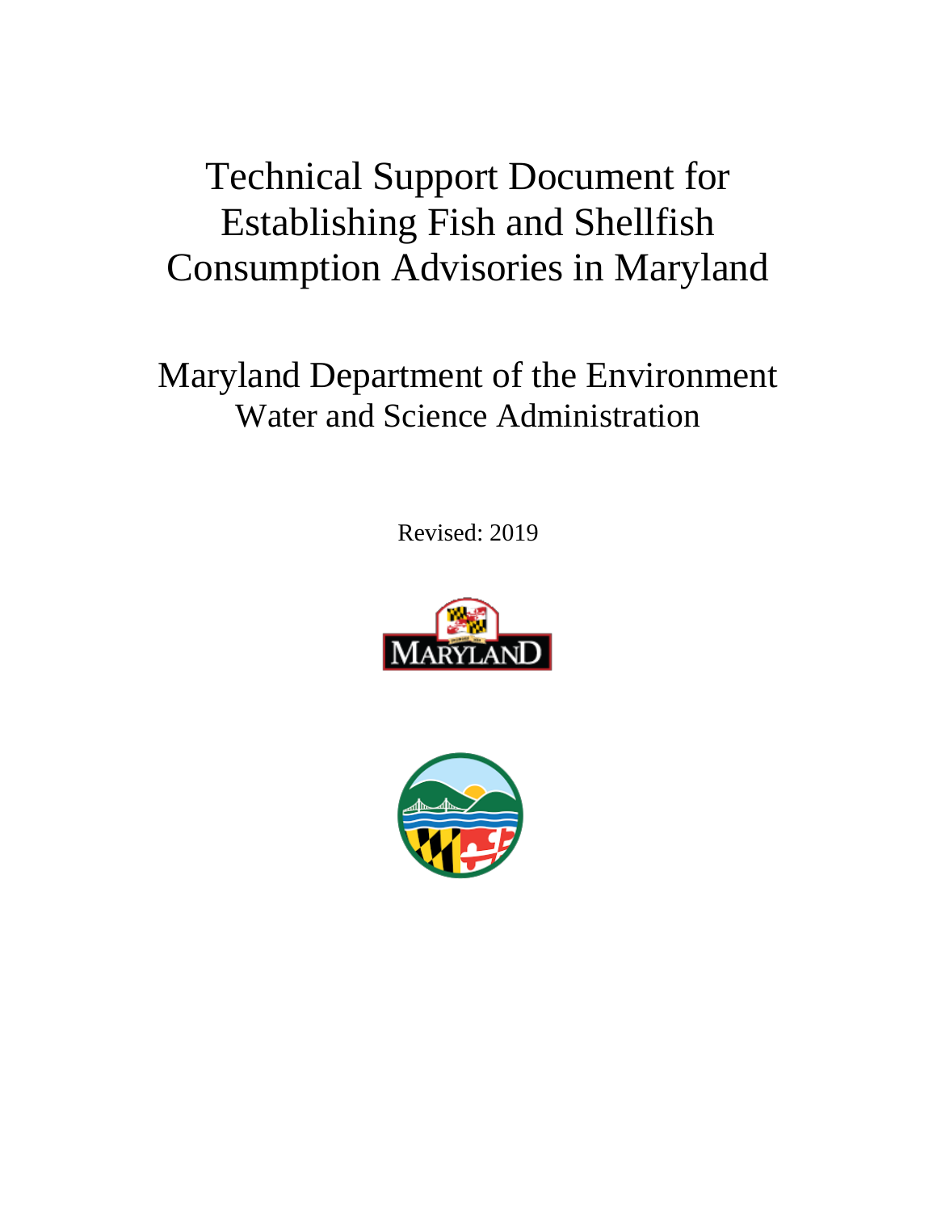# Technical Support Document for Establishing Fish and Shellfish Consumption Advisories in Maryland

## Maryland Department of the Environment

### Water and Science Administration

Revised: 2019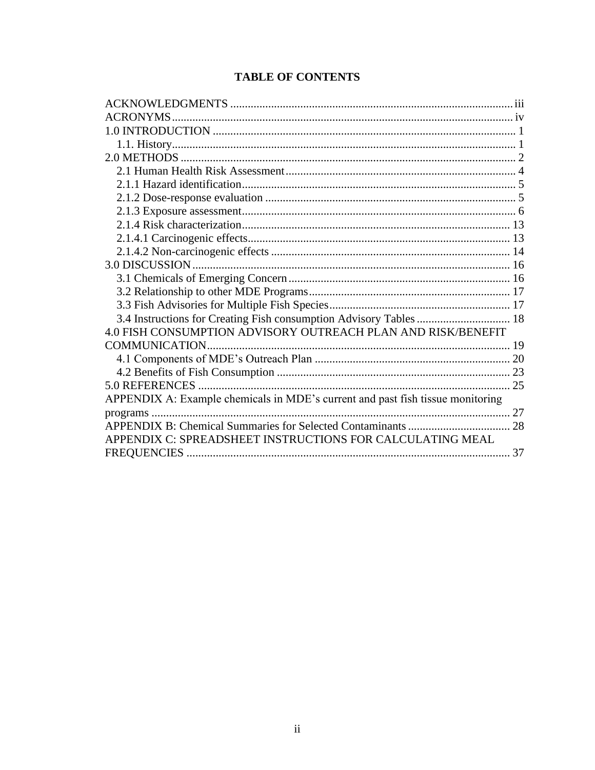# TABLE OF CONTENTS

ACKNOWLEDGMENTS ................................................................................................ iii
ACRONYMS .................................................................................................................. iv
1.0 INTRODUCTION ...................................................................................................... 1
  1.1. History .................................................................................................................. 1
2.0 METHODS ................................................................................................................. 2
  2.1 Human Health Risk Assessment ........................................................................... 4
  2.1.1 Hazard identification ........................................................................................... 5
  2.1.2 Dose-response evaluation .................................................................................... 5
  2.1.3 Exposure assessment ........................................................................................... 6
  2.1.4 Risk characterization ......................................................................................... 13
  2.1.4.1 Carcinogenic effects ........................................................................................ 13
  2.1.4.2 Non-carcinogenic effects ................................................................................ 14
3.0 DISCUSSION ........................................................................................................... 16
  3.1 Chemicals of Emerging Concern ........................................................................ 16
  3.2 Relationship to other MDE Programs .................................................................. 17
  3.3 Fish Advisories for Multiple Fish Species ........................................................... 17
  3.4 Instructions for Creating Fish consumption Advisory Tables ............................. 18
4.0 FISH CONSUMPTION ADVISORY OUTREACH PLAN AND RISK/BENEFIT COMMUNICATION ...................................................................................................... 19
  4.1 Components of MDE's Outreach Plan ................................................................ 20
  4.2 Benefits of Fish Consumption ............................................................................. 23
5.0 REFERENCES .......................................................................................................... 25
APPENDIX A: Example chemicals in MDE's current and past fish tissue monitoring programs ........................................................................................................................ 27
APPENDIX B: Chemical Summaries for Selected Contaminants .................................. 28
APPENDIX C: SPREADSHEET INSTRUCTIONS FOR CALCULATING MEAL FREQUENCIES ............................................................................................................ 37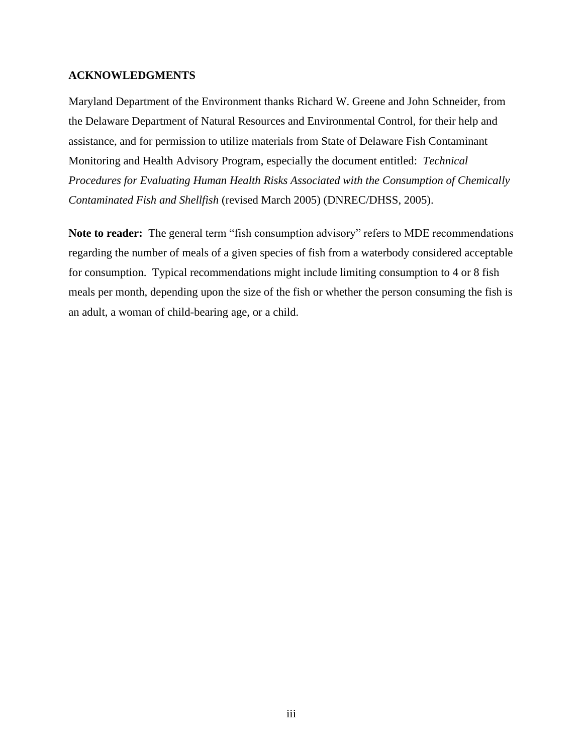## ACKNOWLEDGMENTS

Maryland Department of the Environment thanks Richard W. Greene and John Schneider, from the Delaware Department of Natural Resources and Environmental Control, for their help and assistance, and for permission to utilize materials from State of Delaware Fish Contaminant Monitoring and Health Advisory Program, especially the document entitled: *Technical Procedures for Evaluating Human Health Risks Associated with the Consumption of Chemically Contaminated Fish and Shellfish* (revised March 2005) (DNREC/DHSS, 2005).

**Note to reader:** The general term "fish consumption advisory" refers to MDE recommendations regarding the number of meals of a given species of fish from a waterbody considered acceptable for consumption. Typical recommendations might include limiting consumption to 4 or 8 fish meals per month, depending upon the size of the fish or whether the person consuming the fish is an adult, a woman of child-bearing age, or a child.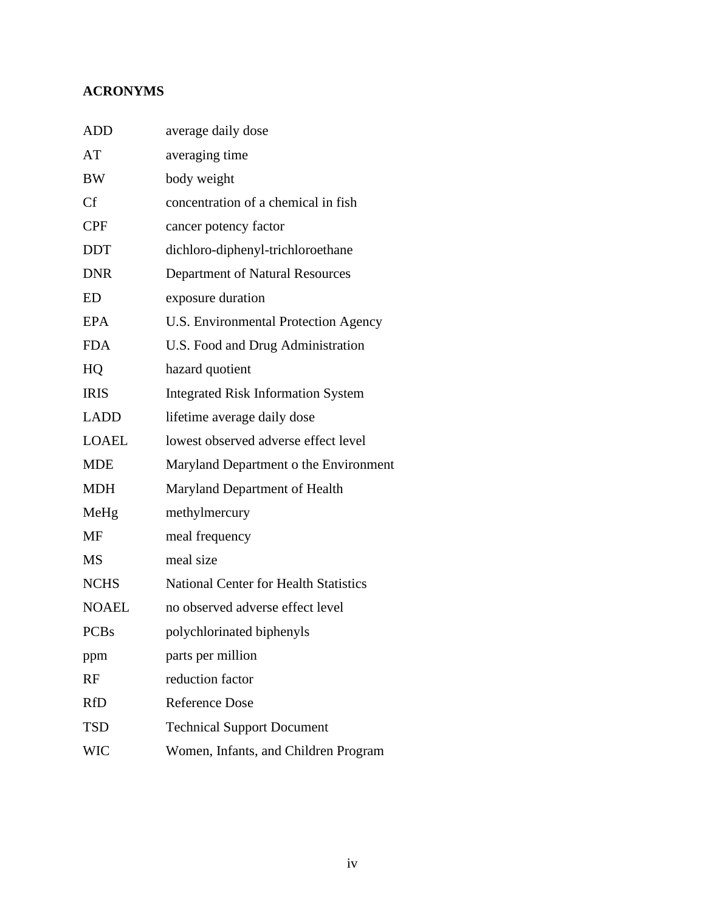## ACRONYMS

| | |
|---|---|
| ADD | average daily dose |
| AT | averaging time |
| BW | body weight |
| Cf | concentration of a chemical in fish |
| CPF | cancer potency factor |
| DDT | dichloro-diphenyl-trichloroethane |
| DNR | Department of Natural Resources |
| ED | exposure duration |
| EPA | U.S. Environmental Protection Agency |
| FDA | U.S. Food and Drug Administration |
| HQ | hazard quotient |
| IRIS | Integrated Risk Information System |
| LADD | lifetime average daily dose |
| LOAEL | lowest observed adverse effect level |
| MDE | Maryland Department o the Environment |
| MDH | Maryland Department of Health |
| MeHg | methylmercury |
| MF | meal frequency |
| MS | meal size |
| NCHS | National Center for Health Statistics |
| NOAEL | no observed adverse effect level |
| PCBs | polychlorinated biphenyls |
| ppm | parts per million |
| RF | reduction factor |
| RfD | Reference Dose |
| TSD | Technical Support Document |
| WIC | Women, Infants, and Children Program |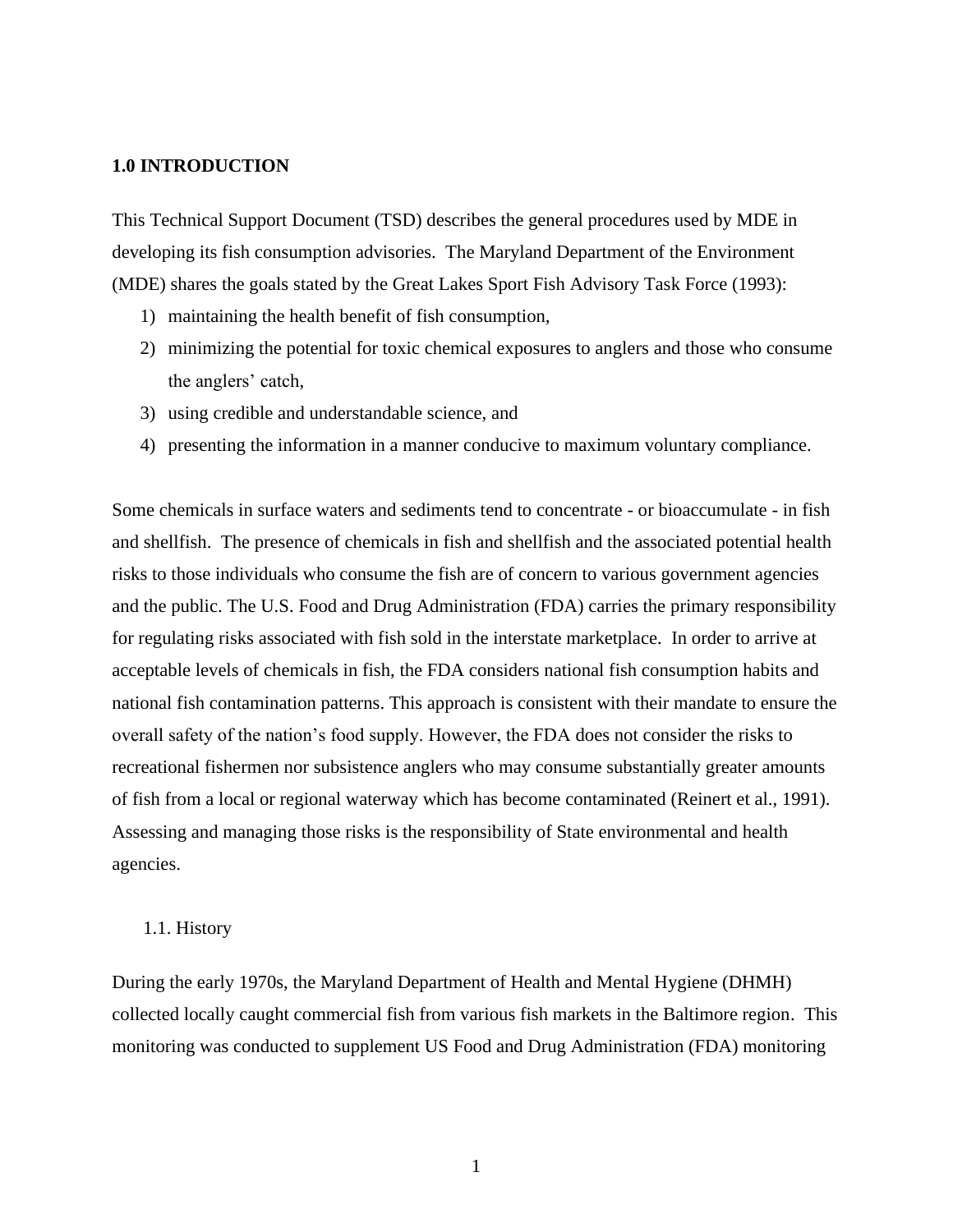## 1.0 INTRODUCTION

This Technical Support Document (TSD) describes the general procedures used by MDE in developing its fish consumption advisories. The Maryland Department of the Environment (MDE) shares the goals stated by the Great Lakes Sport Fish Advisory Task Force (1993):

1) maintaining the health benefit of fish consumption,
2) minimizing the potential for toxic chemical exposures to anglers and those who consume the anglers' catch,
3) using credible and understandable science, and
4) presenting the information in a manner conducive to maximum voluntary compliance.

Some chemicals in surface waters and sediments tend to concentrate - or bioaccumulate - in fish and shellfish. The presence of chemicals in fish and shellfish and the associated potential health risks to those individuals who consume the fish are of concern to various government agencies and the public. The U.S. Food and Drug Administration (FDA) carries the primary responsibility for regulating risks associated with fish sold in the interstate marketplace. In order to arrive at acceptable levels of chemicals in fish, the FDA considers national fish consumption habits and national fish contamination patterns. This approach is consistent with their mandate to ensure the overall safety of the nation's food supply. However, the FDA does not consider the risks to recreational fishermen nor subsistence anglers who may consume substantially greater amounts of fish from a local or regional waterway which has become contaminated (Reinert et al., 1991). Assessing and managing those risks is the responsibility of State environmental and health agencies.

### 1.1. History

During the early 1970s, the Maryland Department of Health and Mental Hygiene (DHMH) collected locally caught commercial fish from various fish markets in the Baltimore region. This monitoring was conducted to supplement US Food and Drug Administration (FDA) monitoring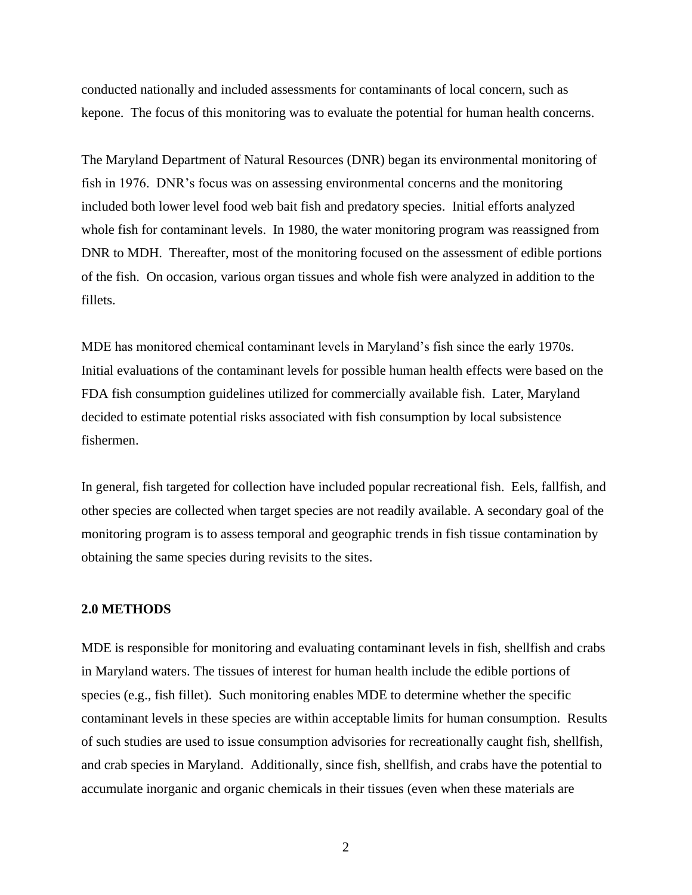conducted nationally and included assessments for contaminants of local concern, such as kepone. The focus of this monitoring was to evaluate the potential for human health concerns.

The Maryland Department of Natural Resources (DNR) began its environmental monitoring of fish in 1976. DNR's focus was on assessing environmental concerns and the monitoring included both lower level food web bait fish and predatory species. Initial efforts analyzed whole fish for contaminant levels. In 1980, the water monitoring program was reassigned from DNR to MDH. Thereafter, most of the monitoring focused on the assessment of edible portions of the fish. On occasion, various organ tissues and whole fish were analyzed in addition to the fillets.

MDE has monitored chemical contaminant levels in Maryland's fish since the early 1970s. Initial evaluations of the contaminant levels for possible human health effects were based on the FDA fish consumption guidelines utilized for commercially available fish. Later, Maryland decided to estimate potential risks associated with fish consumption by local subsistence fishermen.

In general, fish targeted for collection have included popular recreational fish. Eels, fallfish, and other species are collected when target species are not readily available. A secondary goal of the monitoring program is to assess temporal and geographic trends in fish tissue contamination by obtaining the same species during revisits to the sites.

## 2.0 METHODS

MDE is responsible for monitoring and evaluating contaminant levels in fish, shellfish and crabs in Maryland waters. The tissues of interest for human health include the edible portions of species (e.g., fish fillet). Such monitoring enables MDE to determine whether the specific contaminant levels in these species are within acceptable limits for human consumption. Results of such studies are used to issue consumption advisories for recreationally caught fish, shellfish, and crab species in Maryland. Additionally, since fish, shellfish, and crabs have the potential to accumulate inorganic and organic chemicals in their tissues (even when these materials are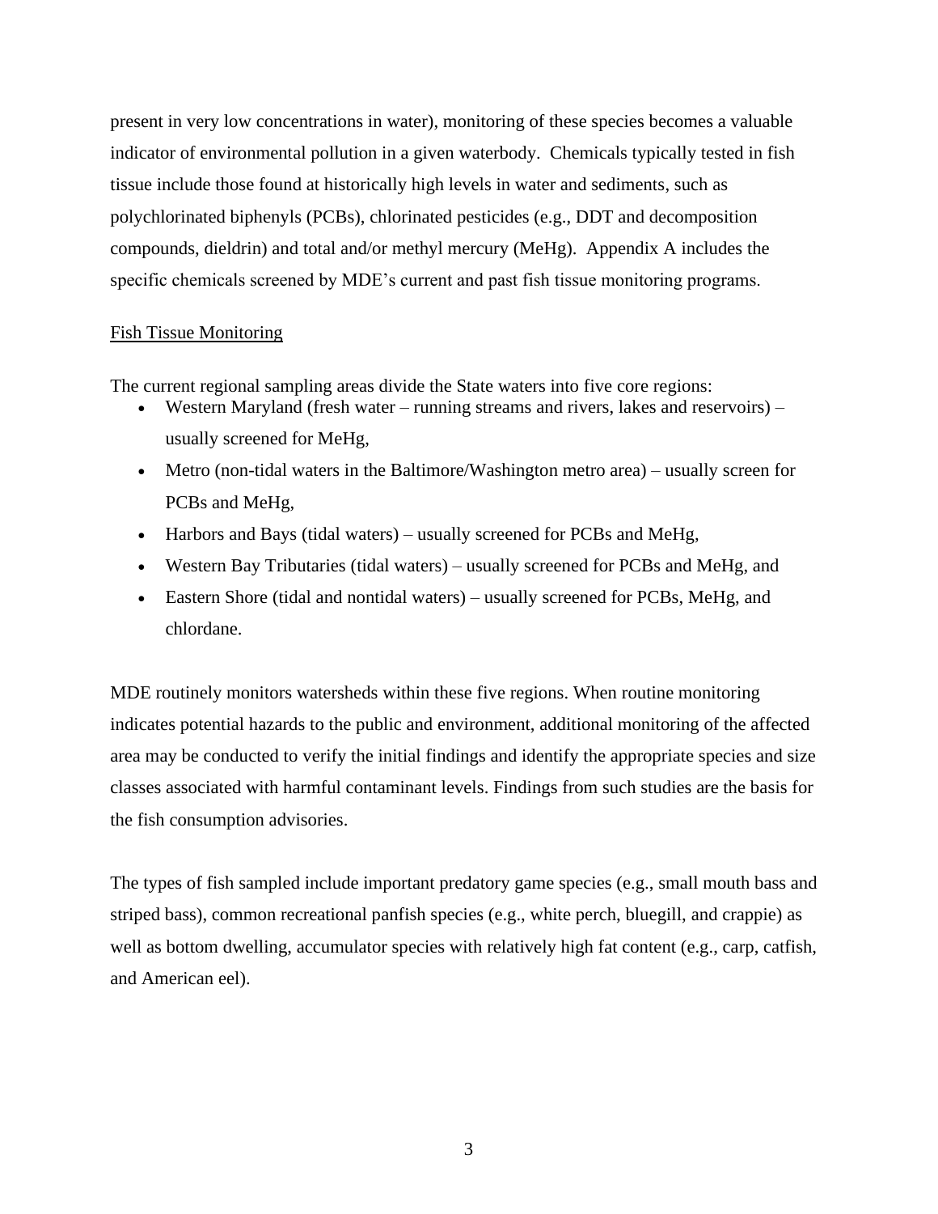present in very low concentrations in water), monitoring of these species becomes a valuable indicator of environmental pollution in a given waterbody. Chemicals typically tested in fish tissue include those found at historically high levels in water and sediments, such as polychlorinated biphenyls (PCBs), chlorinated pesticides (e.g., DDT and decomposition compounds, dieldrin) and total and/or methyl mercury (MeHg). Appendix A includes the specific chemicals screened by MDE's current and past fish tissue monitoring programs.

<u>Fish Tissue Monitoring</u>

The current regional sampling areas divide the State waters into five core regions:

- Western Maryland (fresh water – running streams and rivers, lakes and reservoirs) – usually screened for MeHg,
- Metro (non-tidal waters in the Baltimore/Washington metro area) – usually screen for PCBs and MeHg,
- Harbors and Bays (tidal waters) – usually screened for PCBs and MeHg,
- Western Bay Tributaries (tidal waters) – usually screened for PCBs and MeHg, and
- Eastern Shore (tidal and nontidal waters) – usually screened for PCBs, MeHg, and chlordane.

MDE routinely monitors watersheds within these five regions. When routine monitoring indicates potential hazards to the public and environment, additional monitoring of the affected area may be conducted to verify the initial findings and identify the appropriate species and size classes associated with harmful contaminant levels. Findings from such studies are the basis for the fish consumption advisories.

The types of fish sampled include important predatory game species (e.g., small mouth bass and striped bass), common recreational panfish species (e.g., white perch, bluegill, and crappie) as well as bottom dwelling, accumulator species with relatively high fat content (e.g., carp, catfish, and American eel).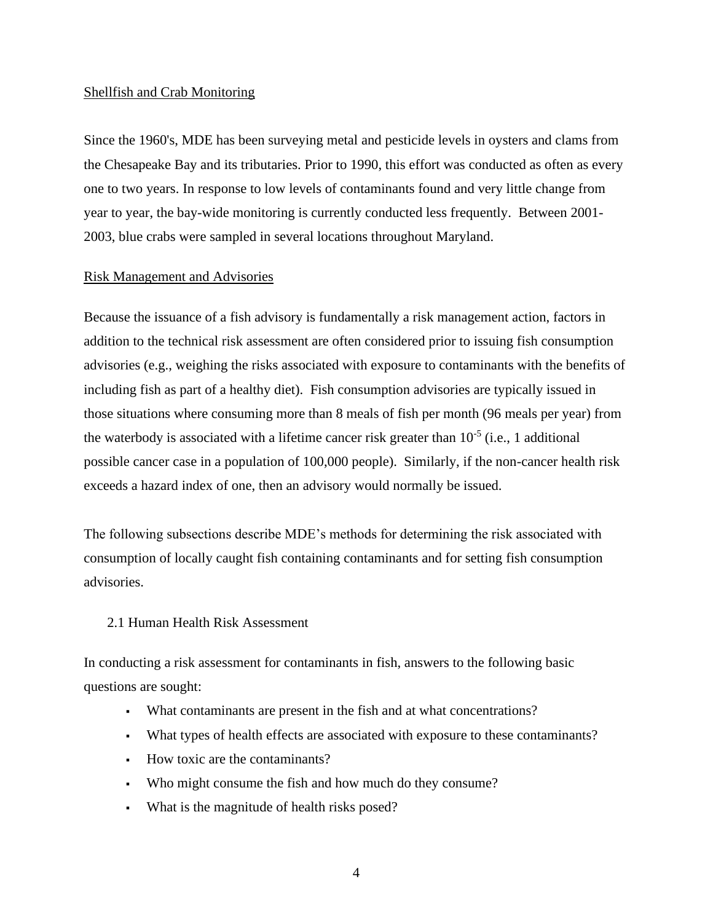Shellfish and Crab Monitoring

Since the 1960's, MDE has been surveying metal and pesticide levels in oysters and clams from the Chesapeake Bay and its tributaries. Prior to 1990, this effort was conducted as often as every one to two years. In response to low levels of contaminants found and very little change from year to year, the bay-wide monitoring is currently conducted less frequently. Between 2001-2003, blue crabs were sampled in several locations throughout Maryland.

Risk Management and Advisories

Because the issuance of a fish advisory is fundamentally a risk management action, factors in addition to the technical risk assessment are often considered prior to issuing fish consumption advisories (e.g., weighing the risks associated with exposure to contaminants with the benefits of including fish as part of a healthy diet). Fish consumption advisories are typically issued in those situations where consuming more than 8 meals of fish per month (96 meals per year) from the waterbody is associated with a lifetime cancer risk greater than $10^{-5}$ (i.e., 1 additional possible cancer case in a population of 100,000 people). Similarly, if the non-cancer health risk exceeds a hazard index of one, then an advisory would normally be issued.

The following subsections describe MDE's methods for determining the risk associated with consumption of locally caught fish containing contaminants and for setting fish consumption advisories.

## 2.1 Human Health Risk Assessment

In conducting a risk assessment for contaminants in fish, answers to the following basic questions are sought:

- What contaminants are present in the fish and at what concentrations?
- What types of health effects are associated with exposure to these contaminants?
- How toxic are the contaminants?
- Who might consume the fish and how much do they consume?
- What is the magnitude of health risks posed?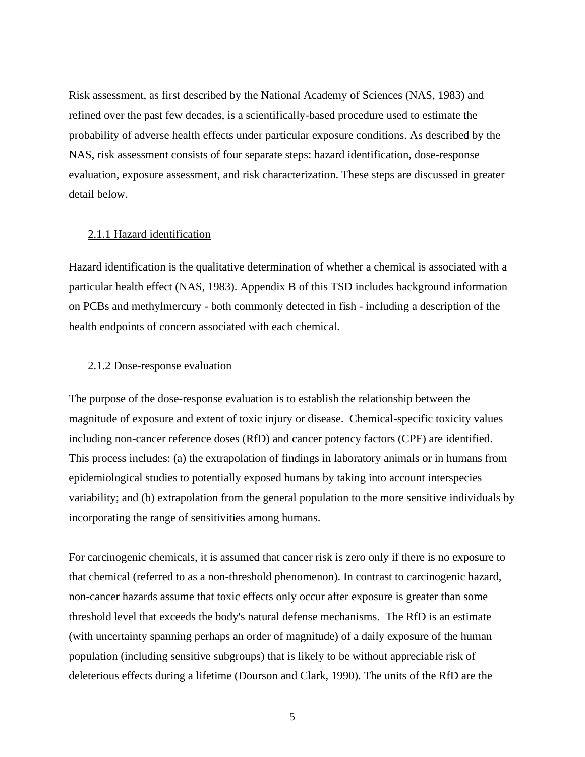Risk assessment, as first described by the National Academy of Sciences (NAS, 1983) and refined over the past few decades, is a scientifically-based procedure used to estimate the probability of adverse health effects under particular exposure conditions. As described by the NAS, risk assessment consists of four separate steps: hazard identification, dose-response evaluation, exposure assessment, and risk characterization. These steps are discussed in greater detail below.

### 2.1.1 Hazard identification

Hazard identification is the qualitative determination of whether a chemical is associated with a particular health effect (NAS, 1983). Appendix B of this TSD includes background information on PCBs and methylmercury - both commonly detected in fish - including a description of the health endpoints of concern associated with each chemical.

### 2.1.2 Dose-response evaluation

The purpose of the dose-response evaluation is to establish the relationship between the magnitude of exposure and extent of toxic injury or disease. Chemical-specific toxicity values including non-cancer reference doses (RfD) and cancer potency factors (CPF) are identified. This process includes: (a) the extrapolation of findings in laboratory animals or in humans from epidemiological studies to potentially exposed humans by taking into account interspecies variability; and (b) extrapolation from the general population to the more sensitive individuals by incorporating the range of sensitivities among humans.

For carcinogenic chemicals, it is assumed that cancer risk is zero only if there is no exposure to that chemical (referred to as a non-threshold phenomenon). In contrast to carcinogenic hazard, non-cancer hazards assume that toxic effects only occur after exposure is greater than some threshold level that exceeds the body's natural defense mechanisms. The RfD is an estimate (with uncertainty spanning perhaps an order of magnitude) of a daily exposure of the human population (including sensitive subgroups) that is likely to be without appreciable risk of deleterious effects during a lifetime (Dourson and Clark, 1990). The units of the RfD are the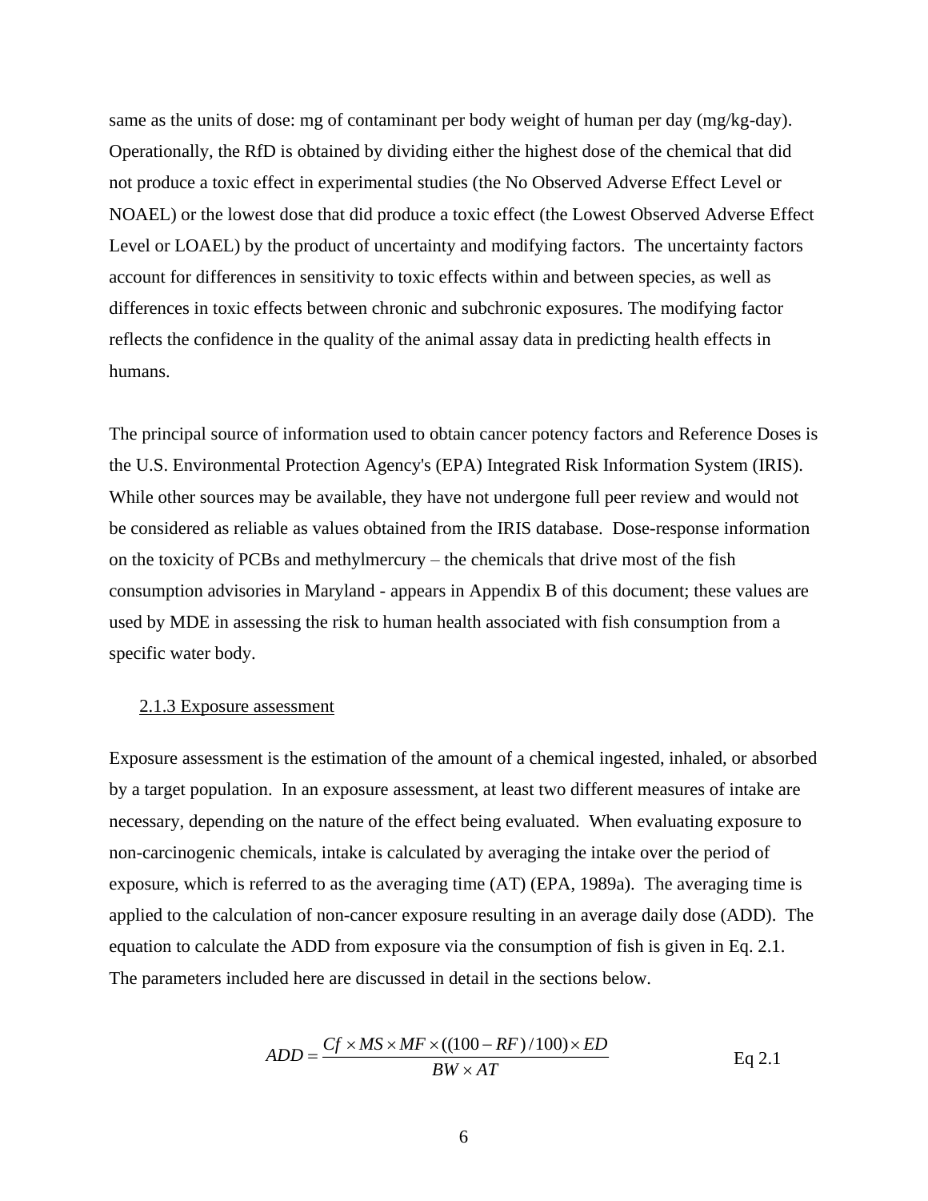same as the units of dose: mg of contaminant per body weight of human per day (mg/kg-day). Operationally, the RfD is obtained by dividing either the highest dose of the chemical that did not produce a toxic effect in experimental studies (the No Observed Adverse Effect Level or NOAEL) or the lowest dose that did produce a toxic effect (the Lowest Observed Adverse Effect Level or LOAEL) by the product of uncertainty and modifying factors. The uncertainty factors account for differences in sensitivity to toxic effects within and between species, as well as differences in toxic effects between chronic and subchronic exposures. The modifying factor reflects the confidence in the quality of the animal assay data in predicting health effects in humans.

The principal source of information used to obtain cancer potency factors and Reference Doses is the U.S. Environmental Protection Agency's (EPA) Integrated Risk Information System (IRIS). While other sources may be available, they have not undergone full peer review and would not be considered as reliable as values obtained from the IRIS database. Dose-response information on the toxicity of PCBs and methylmercury – the chemicals that drive most of the fish consumption advisories in Maryland - appears in Appendix B of this document; these values are used by MDE in assessing the risk to human health associated with fish consumption from a specific water body.

### 2.1.3 Exposure assessment

Exposure assessment is the estimation of the amount of a chemical ingested, inhaled, or absorbed by a target population. In an exposure assessment, at least two different measures of intake are necessary, depending on the nature of the effect being evaluated. When evaluating exposure to non-carcinogenic chemicals, intake is calculated by averaging the intake over the period of exposure, which is referred to as the averaging time (AT) (EPA, 1989a). The averaging time is applied to the calculation of non-cancer exposure resulting in an average daily dose (ADD). The equation to calculate the ADD from exposure via the consumption of fish is given in Eq. 2.1. The parameters included here are discussed in detail in the sections below.

$$ADD = \frac{Cf \times MS \times MF \times ((100 - RF)/100) \times ED}{BW \times AT} \qquad \text{Eq 2.1}$$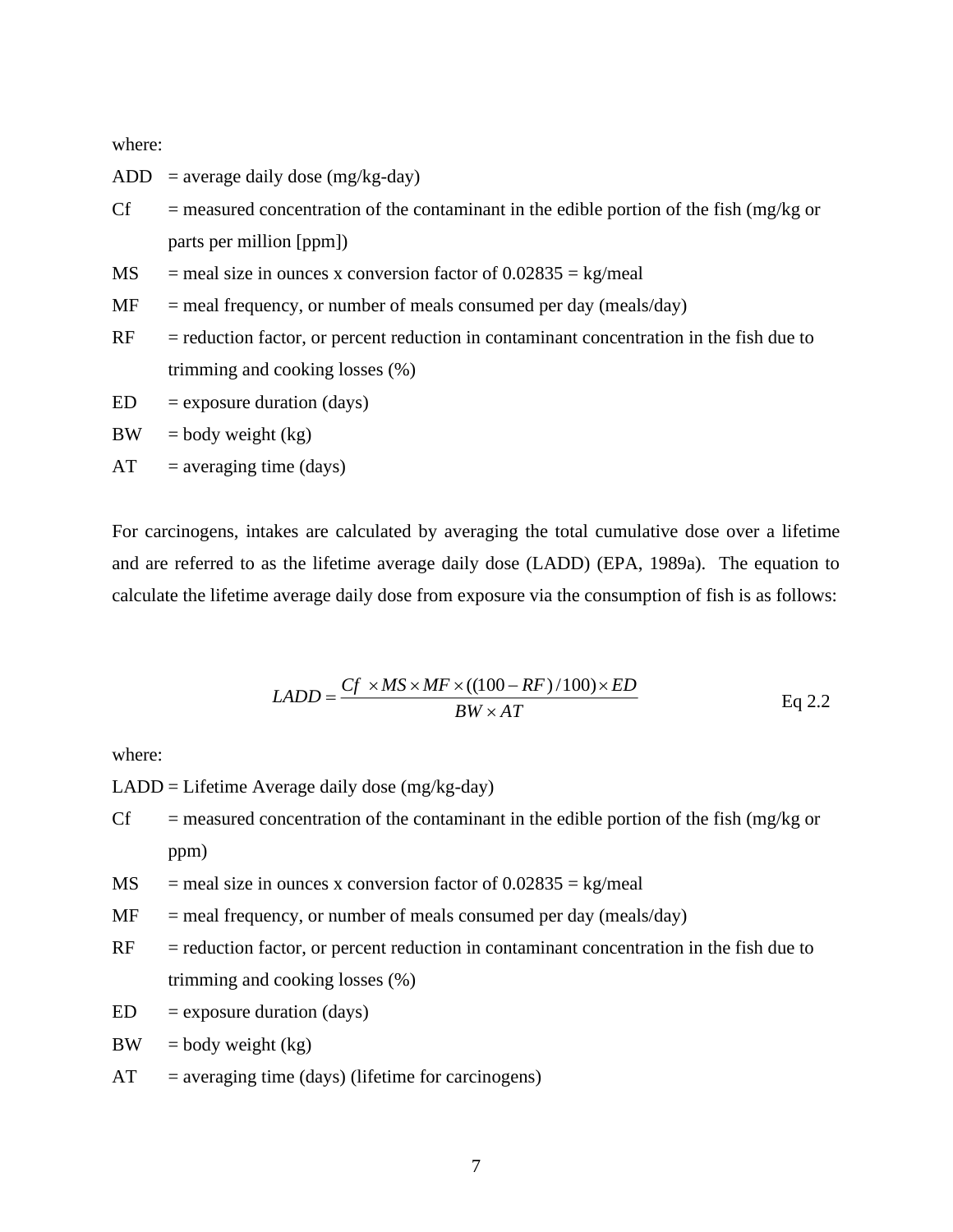where:

ADD = average daily dose (mg/kg-day)

Cf = measured concentration of the contaminant in the edible portion of the fish (mg/kg or parts per million [ppm])

MS = meal size in ounces x conversion factor of 0.02835 = kg/meal

MF = meal frequency, or number of meals consumed per day (meals/day)

RF = reduction factor, or percent reduction in contaminant concentration in the fish due to trimming and cooking losses (%)

ED = exposure duration (days)

BW = body weight (kg)

AT = averaging time (days)

For carcinogens, intakes are calculated by averaging the total cumulative dose over a lifetime and are referred to as the lifetime average daily dose (LADD) (EPA, 1989a). The equation to calculate the lifetime average daily dose from exposure via the consumption of fish is as follows:

$$LADD = \frac{Cf \times MS \times MF \times ((100 - RF)/100) \times ED}{BW \times AT} \qquad \text{Eq 2.2}$$

where:

LADD = Lifetime Average daily dose (mg/kg-day)

Cf = measured concentration of the contaminant in the edible portion of the fish (mg/kg or ppm)

MS = meal size in ounces x conversion factor of 0.02835 = kg/meal

MF = meal frequency, or number of meals consumed per day (meals/day)

RF = reduction factor, or percent reduction in contaminant concentration in the fish due to trimming and cooking losses (%)

ED = exposure duration (days)

BW = body weight (kg)

AT = averaging time (days) (lifetime for carcinogens)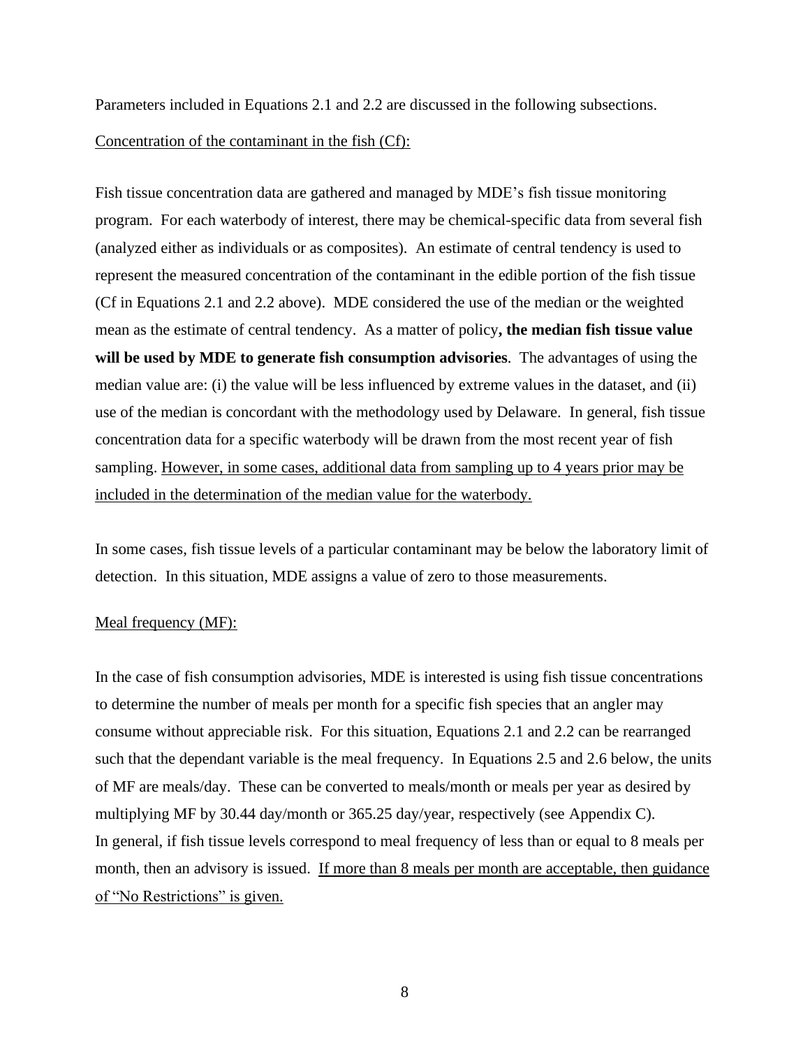Parameters included in Equations 2.1 and 2.2 are discussed in the following subsections.

<u>Concentration of the contaminant in the fish (Cf):</u>

Fish tissue concentration data are gathered and managed by MDE's fish tissue monitoring program. For each waterbody of interest, there may be chemical-specific data from several fish (analyzed either as individuals or as composites). An estimate of central tendency is used to represent the measured concentration of the contaminant in the edible portion of the fish tissue (Cf in Equations 2.1 and 2.2 above). MDE considered the use of the median or the weighted mean as the estimate of central tendency. As a matter of policy**, the median fish tissue value will be used by MDE to generate fish consumption advisories**. The advantages of using the median value are: (i) the value will be less influenced by extreme values in the dataset, and (ii) use of the median is concordant with the methodology used by Delaware. In general, fish tissue concentration data for a specific waterbody will be drawn from the most recent year of fish sampling. <u>However, in some cases, additional data from sampling up to 4 years prior may be included in the determination of the median value for the waterbody.</u>

In some cases, fish tissue levels of a particular contaminant may be below the laboratory limit of detection. In this situation, MDE assigns a value of zero to those measurements.

<u>Meal frequency (MF):</u>

In the case of fish consumption advisories, MDE is interested is using fish tissue concentrations to determine the number of meals per month for a specific fish species that an angler may consume without appreciable risk. For this situation, Equations 2.1 and 2.2 can be rearranged such that the dependant variable is the meal frequency. In Equations 2.5 and 2.6 below, the units of MF are meals/day. These can be converted to meals/month or meals per year as desired by multiplying MF by 30.44 day/month or 365.25 day/year, respectively (see Appendix C).
In general, if fish tissue levels correspond to meal frequency of less than or equal to 8 meals per month, then an advisory is issued. <u>If more than 8 meals per month are acceptable, then guidance of "No Restrictions" is given.</u>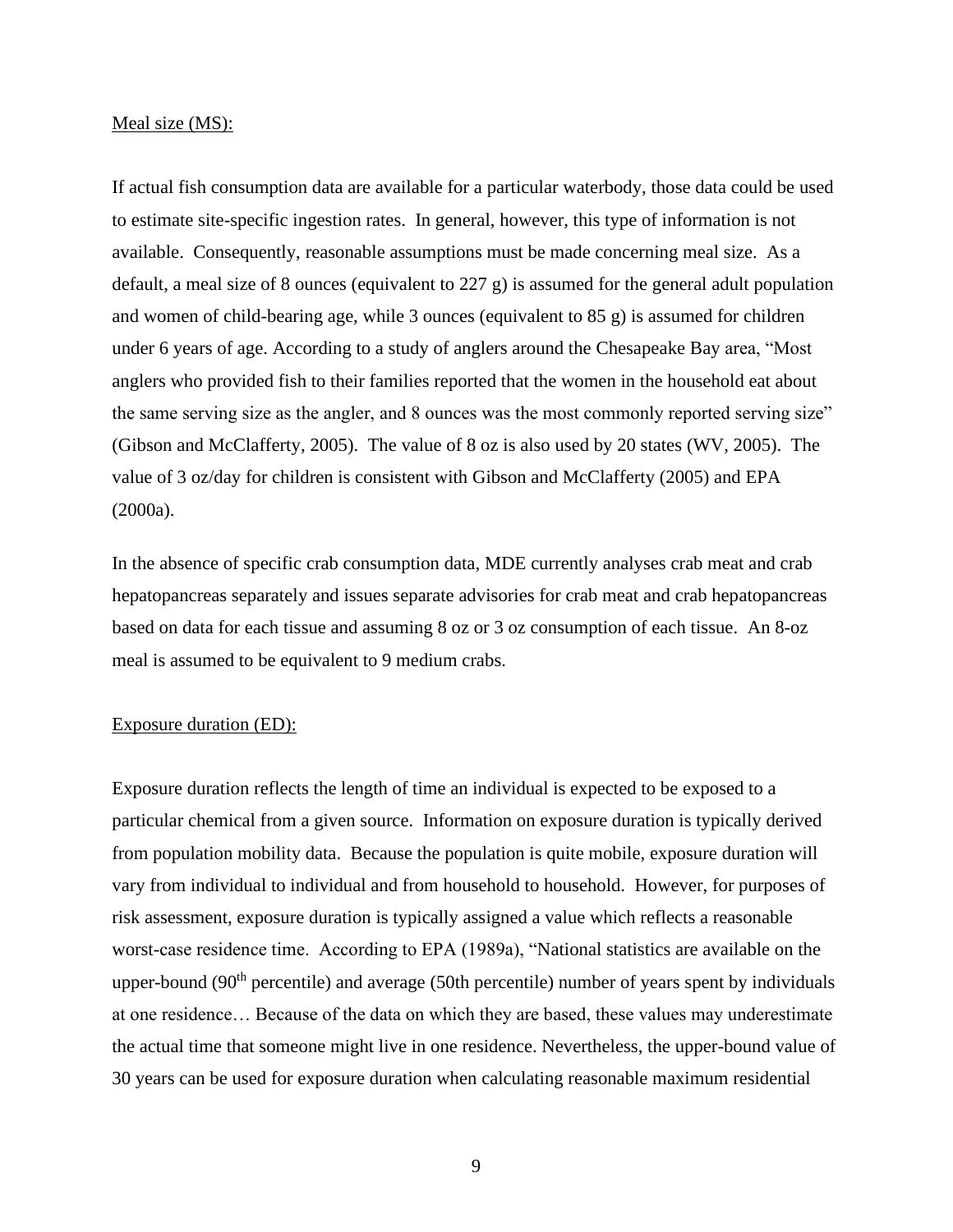Meal size (MS):

If actual fish consumption data are available for a particular waterbody, those data could be used to estimate site-specific ingestion rates. In general, however, this type of information is not available. Consequently, reasonable assumptions must be made concerning meal size. As a default, a meal size of 8 ounces (equivalent to 227 g) is assumed for the general adult population and women of child-bearing age, while 3 ounces (equivalent to 85 g) is assumed for children under 6 years of age. According to a study of anglers around the Chesapeake Bay area, "Most anglers who provided fish to their families reported that the women in the household eat about the same serving size as the angler, and 8 ounces was the most commonly reported serving size" (Gibson and McClafferty, 2005). The value of 8 oz is also used by 20 states (WV, 2005). The value of 3 oz/day for children is consistent with Gibson and McClafferty (2005) and EPA (2000a).

In the absence of specific crab consumption data, MDE currently analyses crab meat and crab hepatopancreas separately and issues separate advisories for crab meat and crab hepatopancreas based on data for each tissue and assuming 8 oz or 3 oz consumption of each tissue. An 8-oz meal is assumed to be equivalent to 9 medium crabs.

Exposure duration (ED):

Exposure duration reflects the length of time an individual is expected to be exposed to a particular chemical from a given source. Information on exposure duration is typically derived from population mobility data. Because the population is quite mobile, exposure duration will vary from individual to individual and from household to household. However, for purposes of risk assessment, exposure duration is typically assigned a value which reflects a reasonable worst-case residence time. According to EPA (1989a), "National statistics are available on the upper-bound ($90^{th}$ percentile) and average (50th percentile) number of years spent by individuals at one residence… Because of the data on which they are based, these values may underestimate the actual time that someone might live in one residence. Nevertheless, the upper-bound value of 30 years can be used for exposure duration when calculating reasonable maximum residential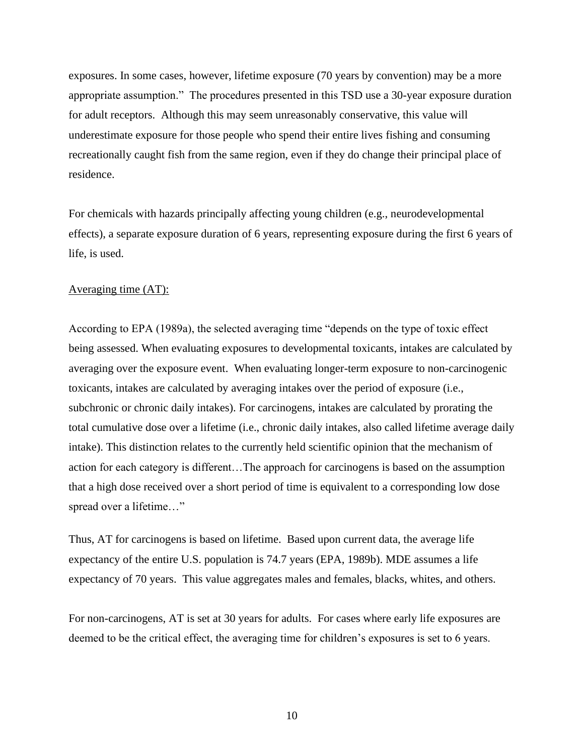exposures. In some cases, however, lifetime exposure (70 years by convention) may be a more appropriate assumption." The procedures presented in this TSD use a 30-year exposure duration for adult receptors. Although this may seem unreasonably conservative, this value will underestimate exposure for those people who spend their entire lives fishing and consuming recreationally caught fish from the same region, even if they do change their principal place of residence.

For chemicals with hazards principally affecting young children (e.g., neurodevelopmental effects), a separate exposure duration of 6 years, representing exposure during the first 6 years of life, is used.

Averaging time (AT):

According to EPA (1989a), the selected averaging time "depends on the type of toxic effect being assessed. When evaluating exposures to developmental toxicants, intakes are calculated by averaging over the exposure event. When evaluating longer-term exposure to non-carcinogenic toxicants, intakes are calculated by averaging intakes over the period of exposure (i.e., subchronic or chronic daily intakes). For carcinogens, intakes are calculated by prorating the total cumulative dose over a lifetime (i.e., chronic daily intakes, also called lifetime average daily intake). This distinction relates to the currently held scientific opinion that the mechanism of action for each category is different…The approach for carcinogens is based on the assumption that a high dose received over a short period of time is equivalent to a corresponding low dose spread over a lifetime…"

Thus, AT for carcinogens is based on lifetime. Based upon current data, the average life expectancy of the entire U.S. population is 74.7 years (EPA, 1989b). MDE assumes a life expectancy of 70 years. This value aggregates males and females, blacks, whites, and others.

For non-carcinogens, AT is set at 30 years for adults. For cases where early life exposures are deemed to be the critical effect, the averaging time for children's exposures is set to 6 years.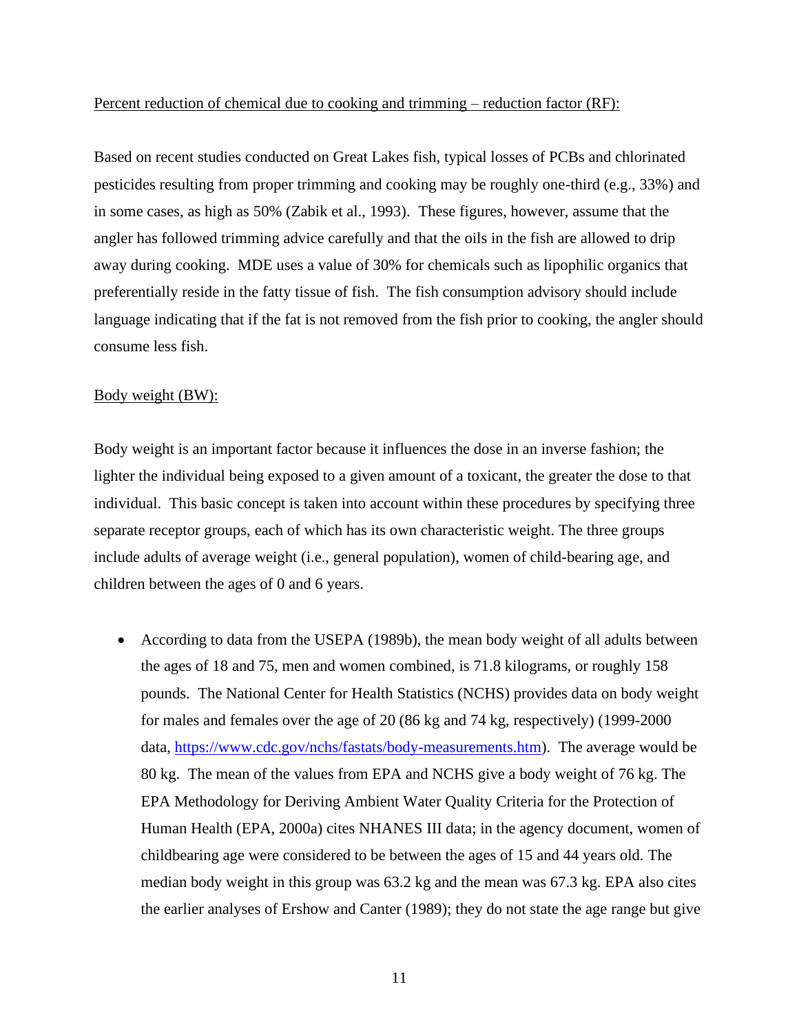<u>Percent reduction of chemical due to cooking and trimming – reduction factor (RF):</u>

Based on recent studies conducted on Great Lakes fish, typical losses of PCBs and chlorinated pesticides resulting from proper trimming and cooking may be roughly one-third (e.g., 33%) and in some cases, as high as 50% (Zabik et al., 1993). These figures, however, assume that the angler has followed trimming advice carefully and that the oils in the fish are allowed to drip away during cooking. MDE uses a value of 30% for chemicals such as lipophilic organics that preferentially reside in the fatty tissue of fish. The fish consumption advisory should include language indicating that if the fat is not removed from the fish prior to cooking, the angler should consume less fish.

<u>Body weight (BW):</u>

Body weight is an important factor because it influences the dose in an inverse fashion; the lighter the individual being exposed to a given amount of a toxicant, the greater the dose to that individual. This basic concept is taken into account within these procedures by specifying three separate receptor groups, each of which has its own characteristic weight. The three groups include adults of average weight (i.e., general population), women of child-bearing age, and children between the ages of 0 and 6 years.

- According to data from the USEPA (1989b), the mean body weight of all adults between the ages of 18 and 75, men and women combined, is 71.8 kilograms, or roughly 158 pounds. The National Center for Health Statistics (NCHS) provides data on body weight for males and females over the age of 20 (86 kg and 74 kg, respectively) (1999-2000 data, [https://www.cdc.gov/nchs/fastats/body-measurements.htm](https://www.cdc.gov/nchs/fastats/body-measurements.htm)). The average would be 80 kg. The mean of the values from EPA and NCHS give a body weight of 76 kg. The EPA Methodology for Deriving Ambient Water Quality Criteria for the Protection of Human Health (EPA, 2000a) cites NHANES III data; in the agency document, women of childbearing age were considered to be between the ages of 15 and 44 years old. The median body weight in this group was 63.2 kg and the mean was 67.3 kg. EPA also cites the earlier analyses of Ershow and Canter (1989); they do not state the age range but give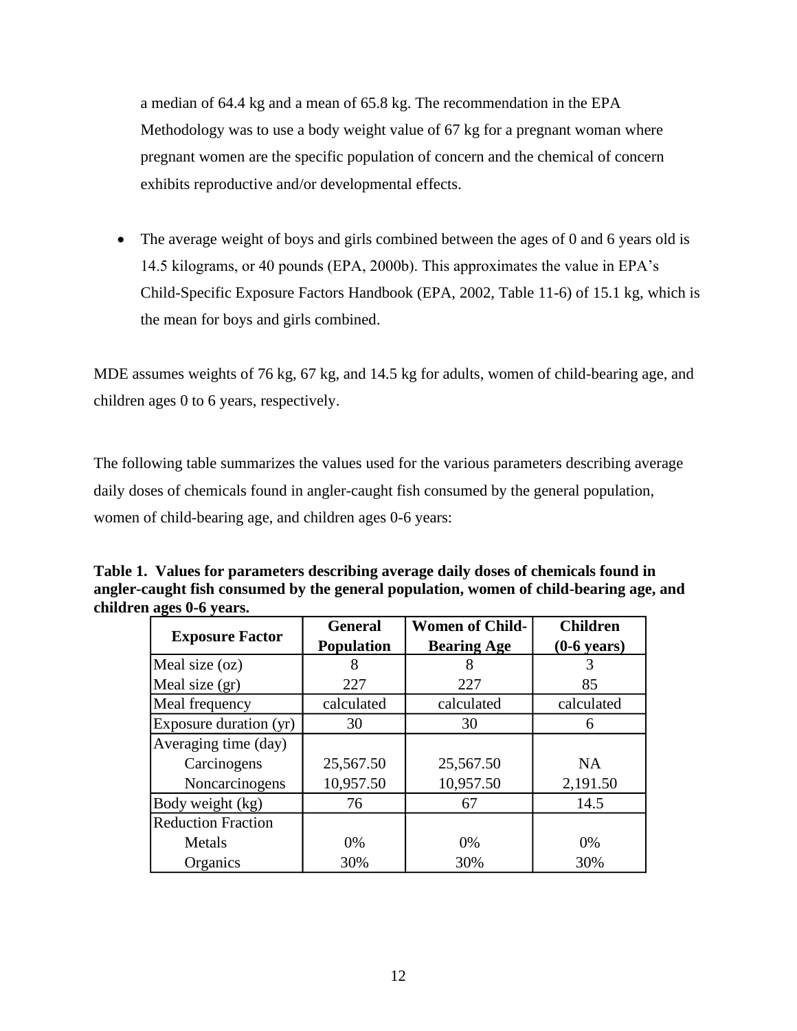a median of 64.4 kg and a mean of 65.8 kg. The recommendation in the EPA Methodology was to use a body weight value of 67 kg for a pregnant woman where pregnant women are the specific population of concern and the chemical of concern exhibits reproductive and/or developmental effects.

- The average weight of boys and girls combined between the ages of 0 and 6 years old is 14.5 kilograms, or 40 pounds (EPA, 2000b). This approximates the value in EPA's Child-Specific Exposure Factors Handbook (EPA, 2002, Table 11-6) of 15.1 kg, which is the mean for boys and girls combined.

MDE assumes weights of 76 kg, 67 kg, and 14.5 kg for adults, women of child-bearing age, and children ages 0 to 6 years, respectively.

The following table summarizes the values used for the various parameters describing average daily doses of chemicals found in angler-caught fish consumed by the general population, women of child-bearing age, and children ages 0-6 years:

**Table 1. Values for parameters describing average daily doses of chemicals found in angler-caught fish consumed by the general population, women of child-bearing age, and children ages 0-6 years.**

| Exposure Factor | General Population | Women of Child-Bearing Age | Children (0-6 years) |
|---|---|---|---|
| Meal size (oz) | 8 | 8 | 3 |
| Meal size (gr) | 227 | 227 | 85 |
| Meal frequency | calculated | calculated | calculated |
| Exposure duration (yr) | 30 | 30 | 6 |
| Averaging time (day) | | | |
| Carcinogens | 25,567.50 | 25,567.50 | NA |
| Noncarcinogens | 10,957.50 | 10,957.50 | 2,191.50 |
| Body weight (kg) | 76 | 67 | 14.5 |
| Reduction Fraction | | | |
| Metals | 0% | 0% | 0% |
| Organics | 30% | 30% | 30% |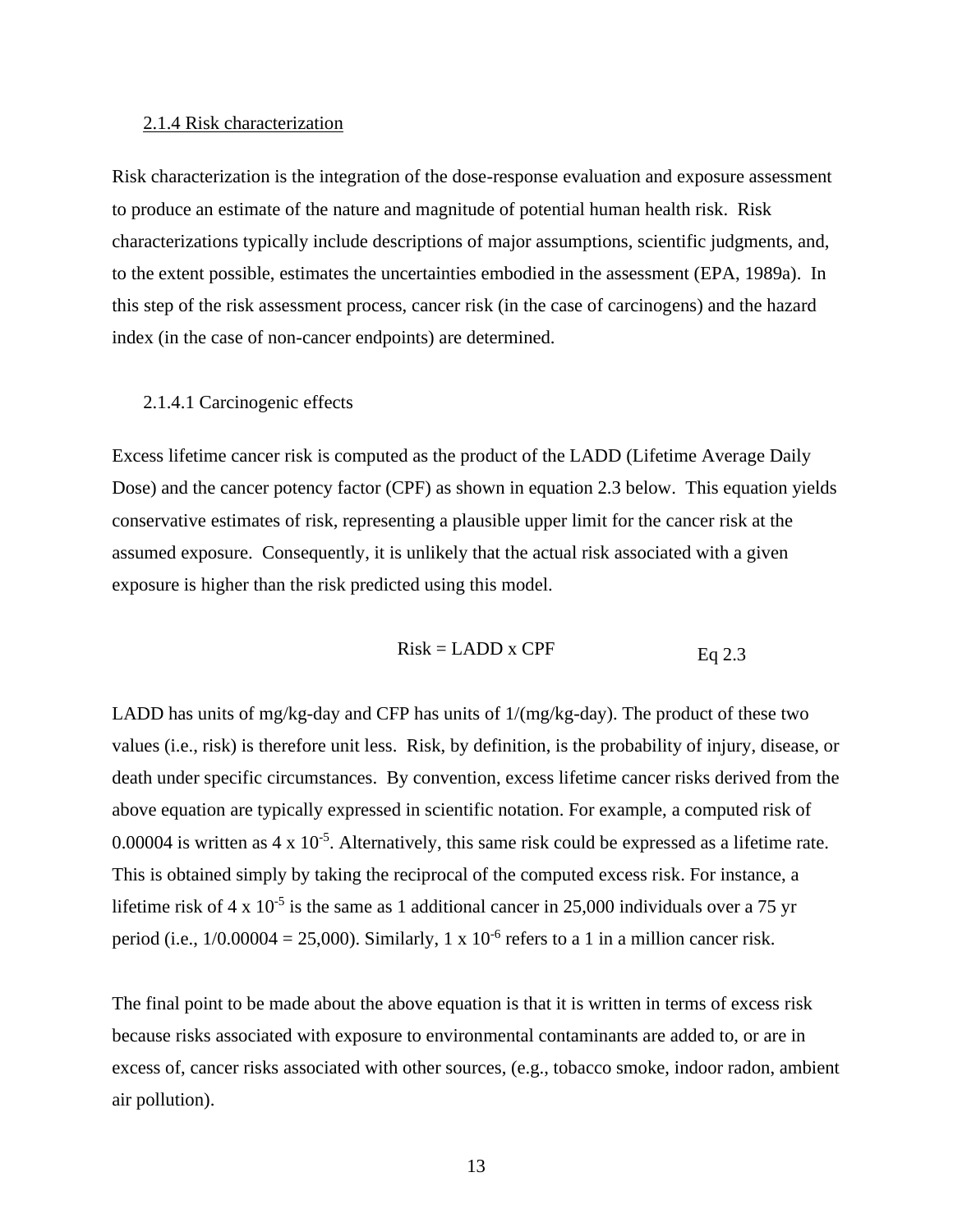### 2.1.4 Risk characterization

Risk characterization is the integration of the dose-response evaluation and exposure assessment to produce an estimate of the nature and magnitude of potential human health risk. Risk characterizations typically include descriptions of major assumptions, scientific judgments, and, to the extent possible, estimates the uncertainties embodied in the assessment (EPA, 1989a). In this step of the risk assessment process, cancer risk (in the case of carcinogens) and the hazard index (in the case of non-cancer endpoints) are determined.

#### 2.1.4.1 Carcinogenic effects

Excess lifetime cancer risk is computed as the product of the LADD (Lifetime Average Daily Dose) and the cancer potency factor (CPF) as shown in equation 2.3 below. This equation yields conservative estimates of risk, representing a plausible upper limit for the cancer risk at the assumed exposure. Consequently, it is unlikely that the actual risk associated with a given exposure is higher than the risk predicted using this model.

$$\text{Risk} = \text{LADD} \times \text{CPF} \qquad \text{Eq 2.3}$$

LADD has units of mg/kg-day and CFP has units of 1/(mg/kg-day). The product of these two values (i.e., risk) is therefore unit less. Risk, by definition, is the probability of injury, disease, or death under specific circumstances. By convention, excess lifetime cancer risks derived from the above equation are typically expressed in scientific notation. For example, a computed risk of 0.00004 is written as $4 \times 10^{-5}$. Alternatively, this same risk could be expressed as a lifetime rate. This is obtained simply by taking the reciprocal of the computed excess risk. For instance, a lifetime risk of $4 \times 10^{-5}$ is the same as 1 additional cancer in 25,000 individuals over a 75 yr period (i.e., 1/0.00004 = 25,000). Similarly, $1 \times 10^{-6}$ refers to a 1 in a million cancer risk.

The final point to be made about the above equation is that it is written in terms of excess risk because risks associated with exposure to environmental contaminants are added to, or are in excess of, cancer risks associated with other sources, (e.g., tobacco smoke, indoor radon, ambient air pollution).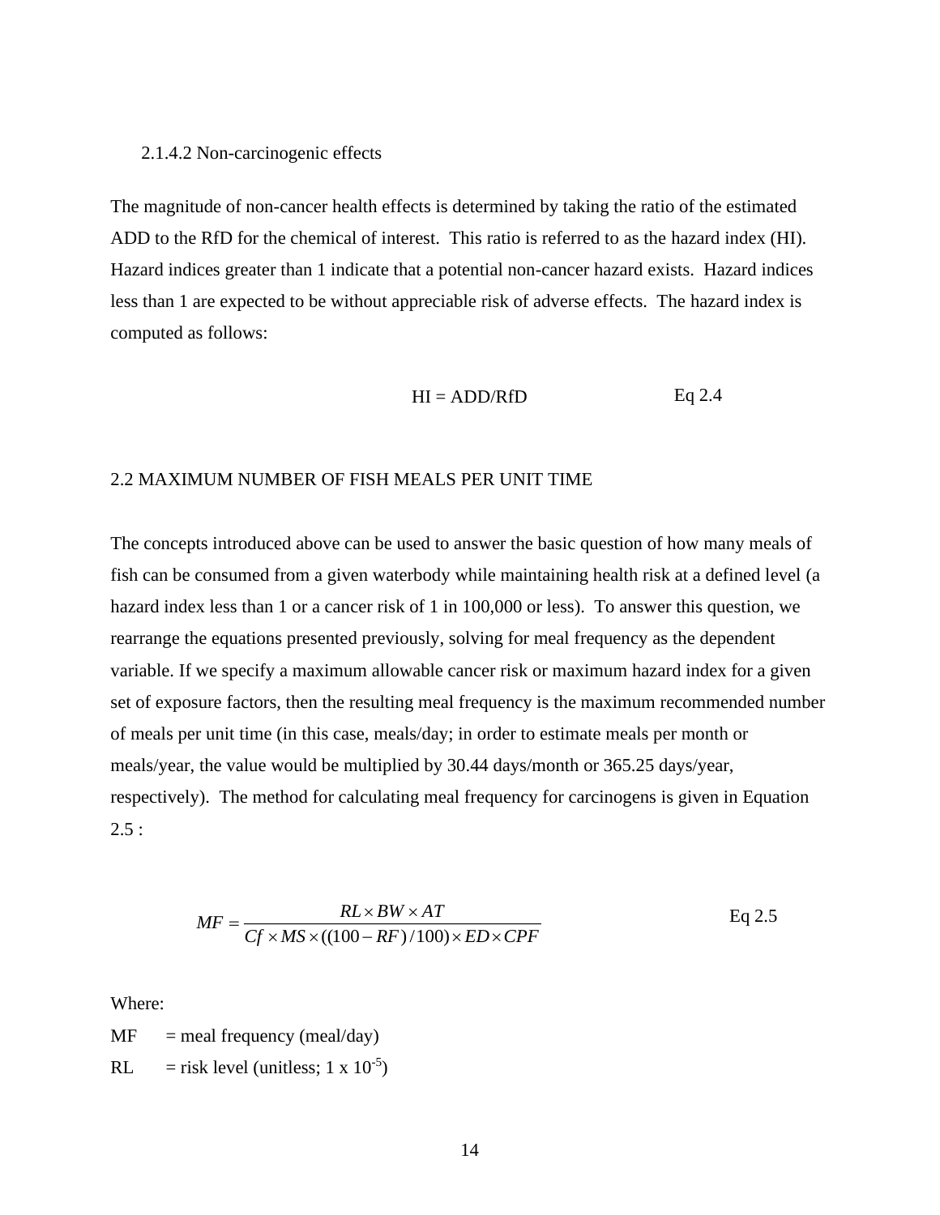#### 2.1.4.2 Non-carcinogenic effects

The magnitude of non-cancer health effects is determined by taking the ratio of the estimated ADD to the RfD for the chemical of interest. This ratio is referred to as the hazard index (HI). Hazard indices greater than 1 indicate that a potential non-cancer hazard exists. Hazard indices less than 1 are expected to be without appreciable risk of adverse effects. The hazard index is computed as follows:

$$HI = ADD/RfD \qquad \text{Eq 2.4}$$

## 2.2 MAXIMUM NUMBER OF FISH MEALS PER UNIT TIME

The concepts introduced above can be used to answer the basic question of how many meals of fish can be consumed from a given waterbody while maintaining health risk at a defined level (a hazard index less than 1 or a cancer risk of 1 in 100,000 or less). To answer this question, we rearrange the equations presented previously, solving for meal frequency as the dependent variable. If we specify a maximum allowable cancer risk or maximum hazard index for a given set of exposure factors, then the resulting meal frequency is the maximum recommended number of meals per unit time (in this case, meals/day; in order to estimate meals per month or meals/year, the value would be multiplied by 30.44 days/month or 365.25 days/year, respectively). The method for calculating meal frequency for carcinogens is given in Equation 2.5 :

$$MF = \frac{RL \times BW \times AT}{Cf \times MS \times ((100 - RF)/100) \times ED \times CPF} \qquad \text{Eq 2.5}$$

Where:

MF = meal frequency (meal/day)

RL = risk level (unitless; $1 \times 10^{-5}$)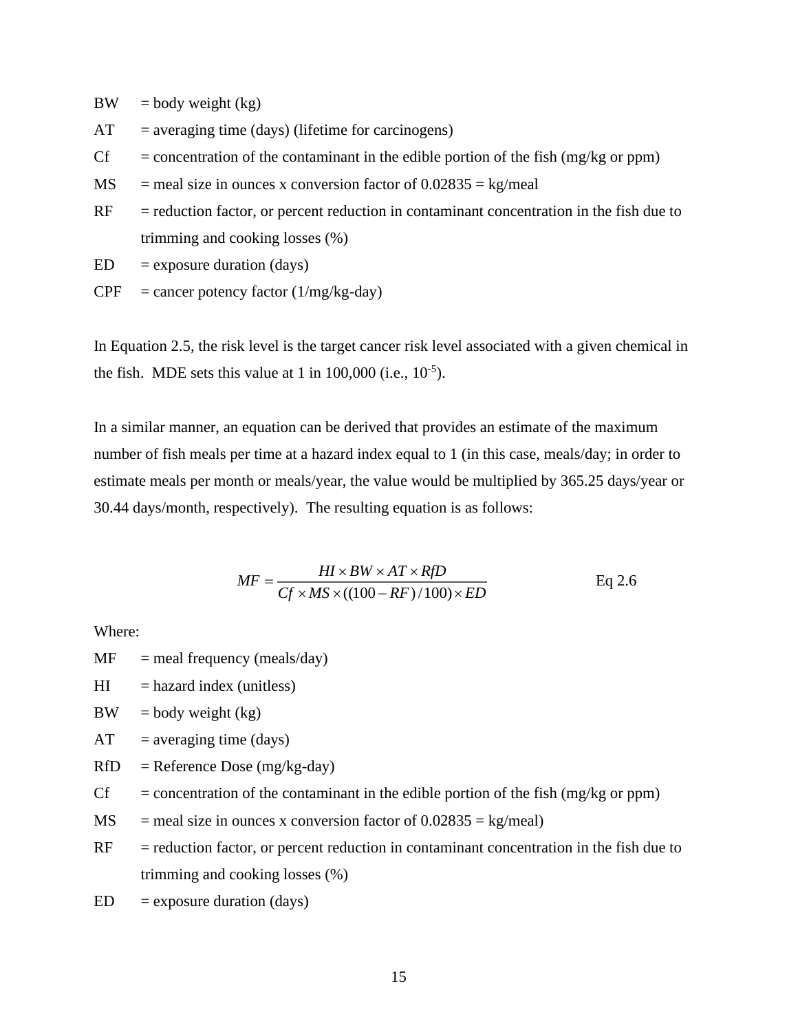BW = body weight (kg)

AT = averaging time (days) (lifetime for carcinogens)

Cf = concentration of the contaminant in the edible portion of the fish (mg/kg or ppm)

MS = meal size in ounces x conversion factor of 0.02835 = kg/meal

RF = reduction factor, or percent reduction in contaminant concentration in the fish due to trimming and cooking losses (%)

ED = exposure duration (days)

CPF = cancer potency factor (1/mg/kg-day)

In Equation 2.5, the risk level is the target cancer risk level associated with a given chemical in the fish. MDE sets this value at 1 in 100,000 (i.e., $10^{-5}$).

In a similar manner, an equation can be derived that provides an estimate of the maximum number of fish meals per time at a hazard index equal to 1 (in this case, meals/day; in order to estimate meals per month or meals/year, the value would be multiplied by 365.25 days/year or 30.44 days/month, respectively). The resulting equation is as follows:

$$MF = \frac{HI \times BW \times AT \times RfD}{Cf \times MS \times ((100 - RF)/100) \times ED} \qquad \text{Eq 2.6}$$

Where:

MF = meal frequency (meals/day)

HI = hazard index (unitless)

BW = body weight (kg)

AT = averaging time (days)

RfD = Reference Dose (mg/kg-day)

Cf = concentration of the contaminant in the edible portion of the fish (mg/kg or ppm)

MS = meal size in ounces x conversion factor of 0.02835 = kg/meal)

RF = reduction factor, or percent reduction in contaminant concentration in the fish due to trimming and cooking losses (%)

ED = exposure duration (days)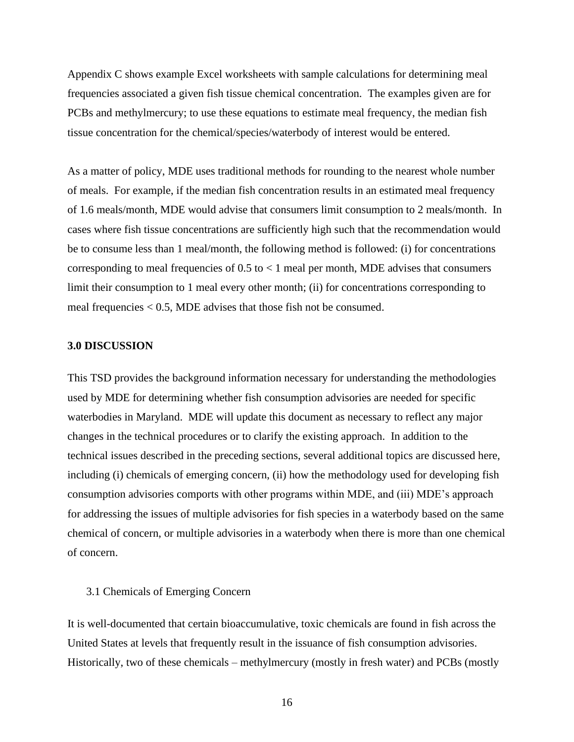Appendix C shows example Excel worksheets with sample calculations for determining meal frequencies associated a given fish tissue chemical concentration. The examples given are for PCBs and methylmercury; to use these equations to estimate meal frequency, the median fish tissue concentration for the chemical/species/waterbody of interest would be entered.

As a matter of policy, MDE uses traditional methods for rounding to the nearest whole number of meals. For example, if the median fish concentration results in an estimated meal frequency of 1.6 meals/month, MDE would advise that consumers limit consumption to 2 meals/month. In cases where fish tissue concentrations are sufficiently high such that the recommendation would be to consume less than 1 meal/month, the following method is followed: (i) for concentrations corresponding to meal frequencies of 0.5 to < 1 meal per month, MDE advises that consumers limit their consumption to 1 meal every other month; (ii) for concentrations corresponding to meal frequencies < 0.5, MDE advises that those fish not be consumed.

## 3.0 DISCUSSION

This TSD provides the background information necessary for understanding the methodologies used by MDE for determining whether fish consumption advisories are needed for specific waterbodies in Maryland. MDE will update this document as necessary to reflect any major changes in the technical procedures or to clarify the existing approach. In addition to the technical issues described in the preceding sections, several additional topics are discussed here, including (i) chemicals of emerging concern, (ii) how the methodology used for developing fish consumption advisories comports with other programs within MDE, and (iii) MDE's approach for addressing the issues of multiple advisories for fish species in a waterbody based on the same chemical of concern, or multiple advisories in a waterbody when there is more than one chemical of concern.

### 3.1 Chemicals of Emerging Concern

It is well-documented that certain bioaccumulative, toxic chemicals are found in fish across the United States at levels that frequently result in the issuance of fish consumption advisories. Historically, two of these chemicals – methylmercury (mostly in fresh water) and PCBs (mostly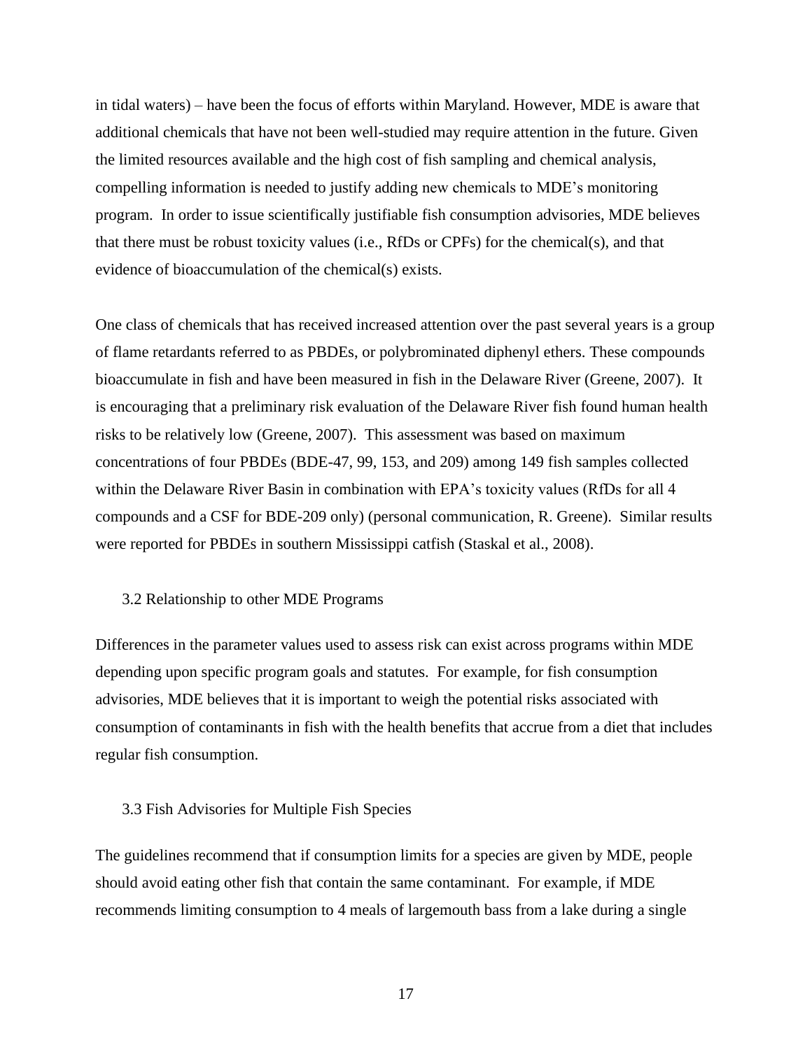in tidal waters) – have been the focus of efforts within Maryland. However, MDE is aware that additional chemicals that have not been well-studied may require attention in the future. Given the limited resources available and the high cost of fish sampling and chemical analysis, compelling information is needed to justify adding new chemicals to MDE's monitoring program. In order to issue scientifically justifiable fish consumption advisories, MDE believes that there must be robust toxicity values (i.e., RfDs or CPFs) for the chemical(s), and that evidence of bioaccumulation of the chemical(s) exists.

One class of chemicals that has received increased attention over the past several years is a group of flame retardants referred to as PBDEs, or polybrominated diphenyl ethers. These compounds bioaccumulate in fish and have been measured in fish in the Delaware River (Greene, 2007). It is encouraging that a preliminary risk evaluation of the Delaware River fish found human health risks to be relatively low (Greene, 2007). This assessment was based on maximum concentrations of four PBDEs (BDE-47, 99, 153, and 209) among 149 fish samples collected within the Delaware River Basin in combination with EPA's toxicity values (RfDs for all 4 compounds and a CSF for BDE-209 only) (personal communication, R. Greene). Similar results were reported for PBDEs in southern Mississippi catfish (Staskal et al., 2008).

### 3.2 Relationship to other MDE Programs

Differences in the parameter values used to assess risk can exist across programs within MDE depending upon specific program goals and statutes. For example, for fish consumption advisories, MDE believes that it is important to weigh the potential risks associated with consumption of contaminants in fish with the health benefits that accrue from a diet that includes regular fish consumption.

### 3.3 Fish Advisories for Multiple Fish Species

The guidelines recommend that if consumption limits for a species are given by MDE, people should avoid eating other fish that contain the same contaminant. For example, if MDE recommends limiting consumption to 4 meals of largemouth bass from a lake during a single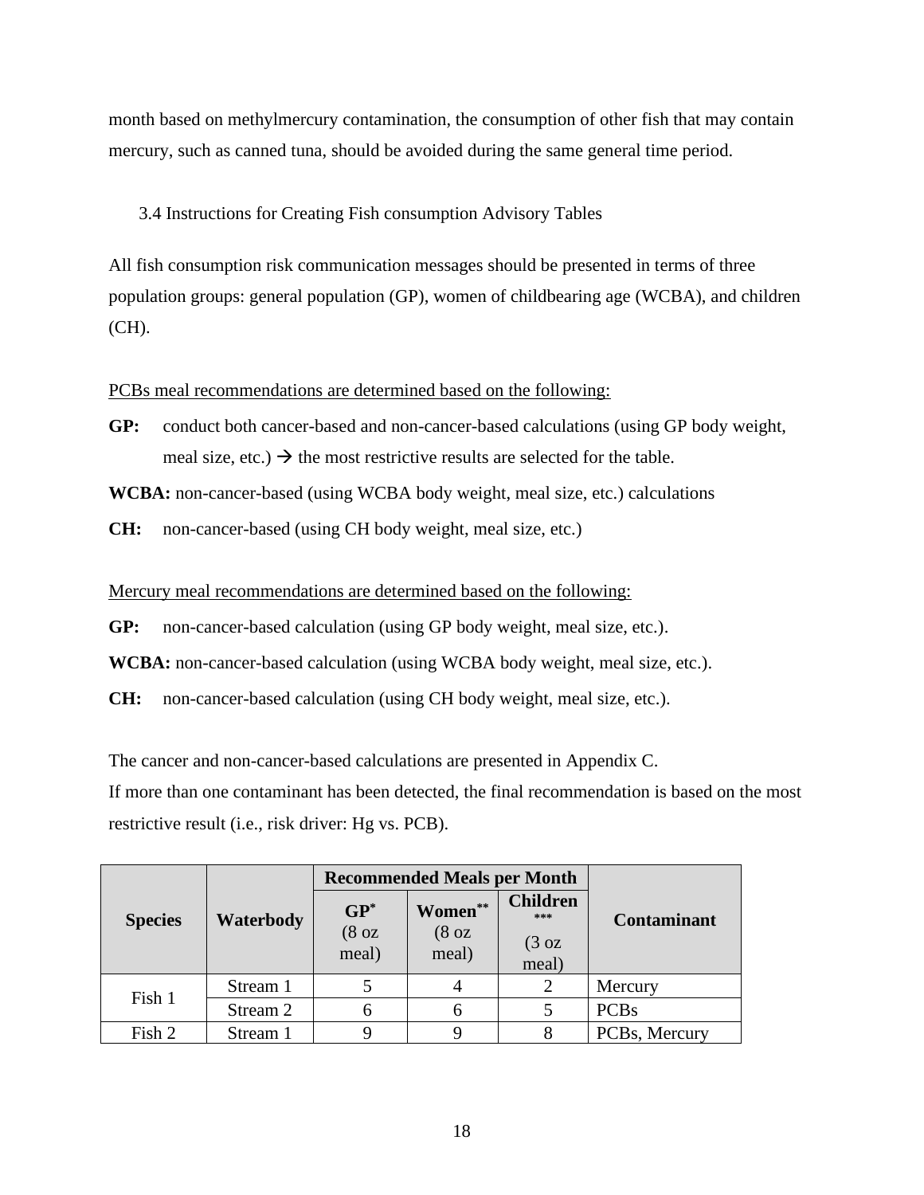month based on methylmercury contamination, the consumption of other fish that may contain mercury, such as canned tuna, should be avoided during the same general time period.

### 3.4 Instructions for Creating Fish consumption Advisory Tables

All fish consumption risk communication messages should be presented in terms of three population groups: general population (GP), women of childbearing age (WCBA), and children (CH).

PCBs meal recommendations are determined based on the following:

**GP:** conduct both cancer-based and non-cancer-based calculations (using GP body weight, meal size, etc.) → the most restrictive results are selected for the table.

**WCBA:** non-cancer-based (using WCBA body weight, meal size, etc.) calculations

**CH:** non-cancer-based (using CH body weight, meal size, etc.)

Mercury meal recommendations are determined based on the following:

**GP:** non-cancer-based calculation (using GP body weight, meal size, etc.).

**WCBA:** non-cancer-based calculation (using WCBA body weight, meal size, etc.).

**CH:** non-cancer-based calculation (using CH body weight, meal size, etc.).

The cancer and non-cancer-based calculations are presented in Appendix C.

If more than one contaminant has been detected, the final recommendation is based on the most restrictive result (i.e., risk driver: Hg vs. PCB).

| Species | Waterbody | Recommended Meals per Month | | | Contaminant |
|---|---|---|---|---|---|
| | | **GP*** (8 oz meal) | **Women**** (8 oz meal) | **Children***** (3 oz meal) | |
| Fish 1 | Stream 1 | 5 | 4 | 2 | Mercury |
| | Stream 2 | 6 | 6 | 5 | PCBs |
| Fish 2 | Stream 1 | 9 | 9 | 8 | PCBs, Mercury |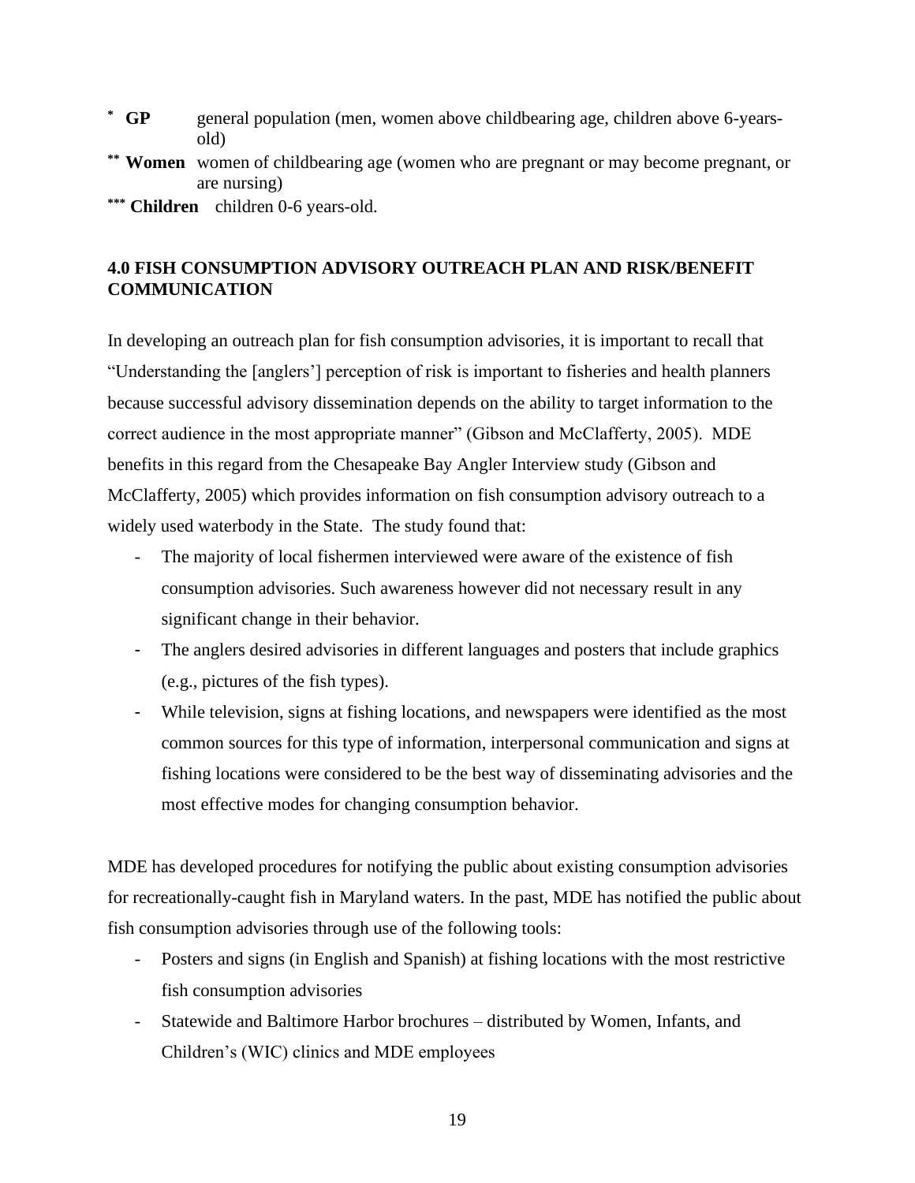* **GP** general population (men, women above childbearing age, children above 6-years-old)

** **Women** women of childbearing age (women who are pregnant or may become pregnant, or are nursing)

*** **Children** children 0-6 years-old.

## 4.0 FISH CONSUMPTION ADVISORY OUTREACH PLAN AND RISK/BENEFIT COMMUNICATION

In developing an outreach plan for fish consumption advisories, it is important to recall that "Understanding the [anglers'] perception of risk is important to fisheries and health planners because successful advisory dissemination depends on the ability to target information to the correct audience in the most appropriate manner" (Gibson and McClafferty, 2005). MDE benefits in this regard from the Chesapeake Bay Angler Interview study (Gibson and McClafferty, 2005) which provides information on fish consumption advisory outreach to a widely used waterbody in the State. The study found that:

- The majority of local fishermen interviewed were aware of the existence of fish consumption advisories. Such awareness however did not necessary result in any significant change in their behavior.
- The anglers desired advisories in different languages and posters that include graphics (e.g., pictures of the fish types).
- While television, signs at fishing locations, and newspapers were identified as the most common sources for this type of information, interpersonal communication and signs at fishing locations were considered to be the best way of disseminating advisories and the most effective modes for changing consumption behavior.

MDE has developed procedures for notifying the public about existing consumption advisories for recreationally-caught fish in Maryland waters. In the past, MDE has notified the public about fish consumption advisories through use of the following tools:

- Posters and signs (in English and Spanish) at fishing locations with the most restrictive fish consumption advisories
- Statewide and Baltimore Harbor brochures – distributed by Women, Infants, and Children's (WIC) clinics and MDE employees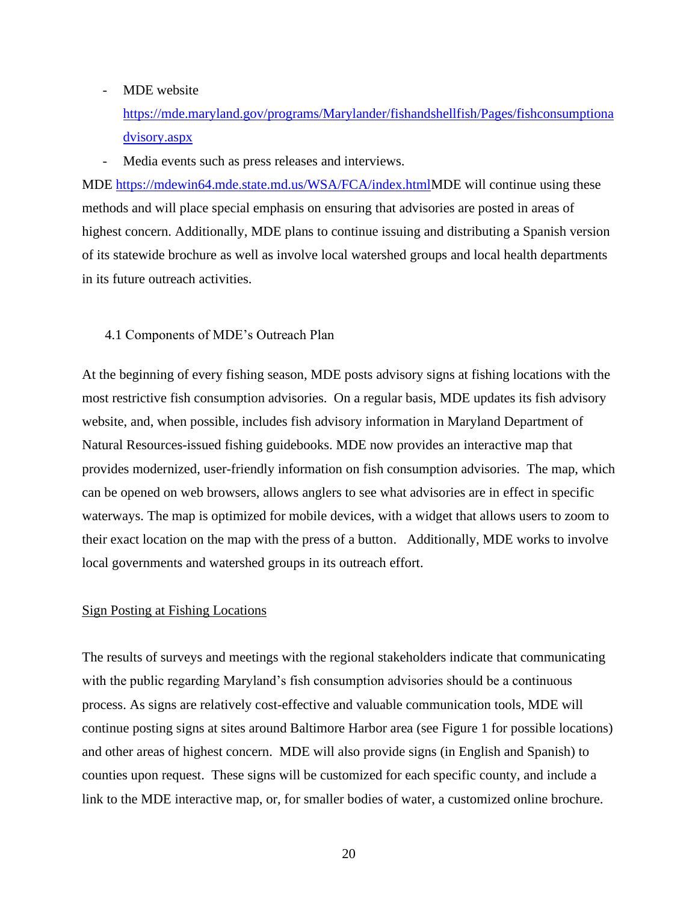- MDE website https://mde.maryland.gov/programs/Marylander/fishandshellfish/Pages/fishconsumptionadvisory.aspx
- Media events such as press releases and interviews.

MDE https://mdewin64.mde.state.md.us/WSA/FCA/index.htmlMDE will continue using these methods and will place special emphasis on ensuring that advisories are posted in areas of highest concern. Additionally, MDE plans to continue issuing and distributing a Spanish version of its statewide brochure as well as involve local watershed groups and local health departments in its future outreach activities.

## 4.1 Components of MDE's Outreach Plan

At the beginning of every fishing season, MDE posts advisory signs at fishing locations with the most restrictive fish consumption advisories. On a regular basis, MDE updates its fish advisory website, and, when possible, includes fish advisory information in Maryland Department of Natural Resources-issued fishing guidebooks. MDE now provides an interactive map that provides modernized, user-friendly information on fish consumption advisories. The map, which can be opened on web browsers, allows anglers to see what advisories are in effect in specific waterways. The map is optimized for mobile devices, with a widget that allows users to zoom to their exact location on the map with the press of a button. Additionally, MDE works to involve local governments and watershed groups in its outreach effort.

### Sign Posting at Fishing Locations

The results of surveys and meetings with the regional stakeholders indicate that communicating with the public regarding Maryland's fish consumption advisories should be a continuous process. As signs are relatively cost-effective and valuable communication tools, MDE will continue posting signs at sites around Baltimore Harbor area (see Figure 1 for possible locations) and other areas of highest concern. MDE will also provide signs (in English and Spanish) to counties upon request. These signs will be customized for each specific county, and include a link to the MDE interactive map, or, for smaller bodies of water, a customized online brochure.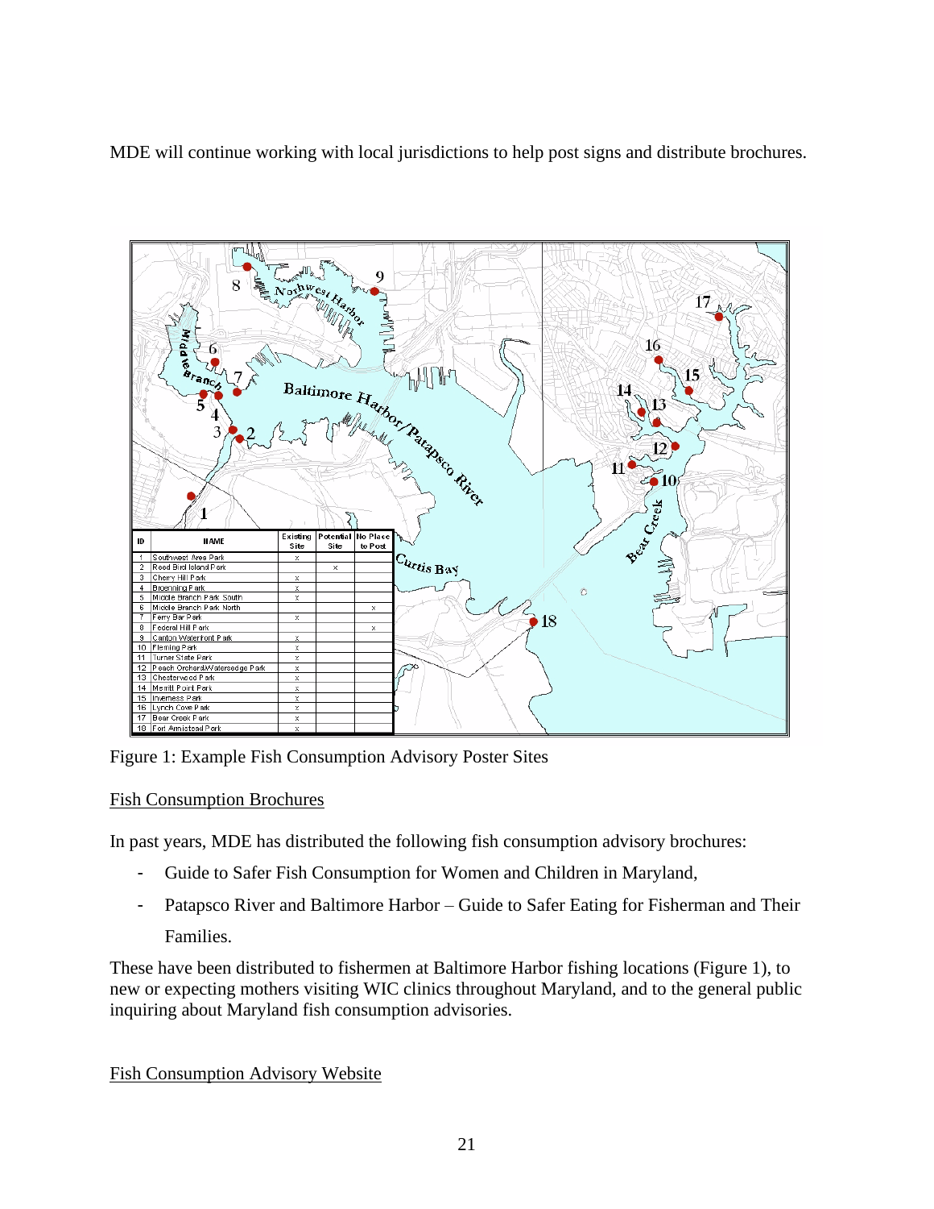MDE will continue working with local jurisdictions to help post signs and distribute brochures.

| ID | NAME | Existing Site | Potential Site | No Place to Post |
|---|---|---|---|---|
| 1 | Southwest Area Park | x | | |
| 2 | Reed Bird Island Park | | x | |
| 3 | Cherry Hill Park | x | | |
| 4 | Broening Park | x | | |
| 5 | Middle Branch Park South | x | | |
| 6 | Middle Branch Park North | | | x |
| 7 | Ferry Bar Park | x | | |
| 8 | Federal Hill Park | | | x |
| 9 | Canton Waterfront Park | x | | |
| 10 | Fleming Park | x | | |
| 11 | Turner State Park | x | | |
| 12 | Peach Orchard/Wateredge Park | x | | |
| 13 | Chesterwood Park | x | | |
| 14 | Merritt Point Park | x | | |
| 15 | Inverness Park | x | | |
| 16 | Lynch Cove Park | x | | |
| 17 | Bear Creek Park | x | | |
| 18 | Fort Armistead Park | x | | |

Figure 1: Example Fish Consumption Advisory Poster Sites

## Fish Consumption Brochures

In past years, MDE has distributed the following fish consumption advisory brochures:

- Guide to Safer Fish Consumption for Women and Children in Maryland,
- Patapsco River and Baltimore Harbor – Guide to Safer Eating for Fisherman and Their Families.

These have been distributed to fishermen at Baltimore Harbor fishing locations (Figure 1), to new or expecting mothers visiting WIC clinics throughout Maryland, and to the general public inquiring about Maryland fish consumption advisories.

## Fish Consumption Advisory Website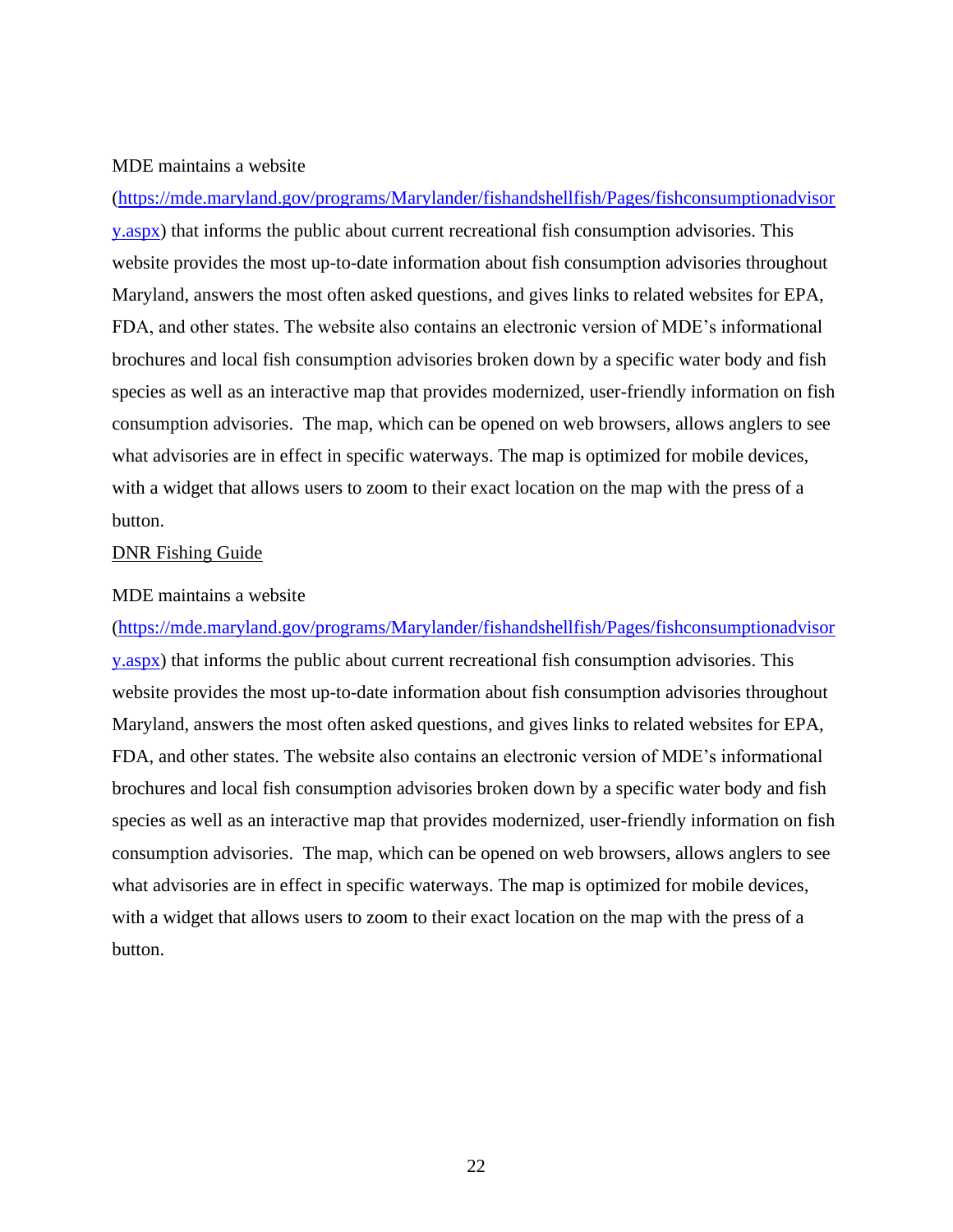MDE maintains a website (https://mde.maryland.gov/programs/Marylander/fishandshellfish/Pages/fishconsumptionadvisory.aspx) that informs the public about current recreational fish consumption advisories. This website provides the most up-to-date information about fish consumption advisories throughout Maryland, answers the most often asked questions, and gives links to related websites for EPA, FDA, and other states. The website also contains an electronic version of MDE's informational brochures and local fish consumption advisories broken down by a specific water body and fish species as well as an interactive map that provides modernized, user-friendly information on fish consumption advisories. The map, which can be opened on web browsers, allows anglers to see what advisories are in effect in specific waterways. The map is optimized for mobile devices, with a widget that allows users to zoom to their exact location on the map with the press of a button.

<u>DNR Fishing Guide</u>

MDE maintains a website (https://mde.maryland.gov/programs/Marylander/fishandshellfish/Pages/fishconsumptionadvisory.aspx) that informs the public about current recreational fish consumption advisories. This website provides the most up-to-date information about fish consumption advisories throughout Maryland, answers the most often asked questions, and gives links to related websites for EPA, FDA, and other states. The website also contains an electronic version of MDE's informational brochures and local fish consumption advisories broken down by a specific water body and fish species as well as an interactive map that provides modernized, user-friendly information on fish consumption advisories. The map, which can be opened on web browsers, allows anglers to see what advisories are in effect in specific waterways. The map is optimized for mobile devices, with a widget that allows users to zoom to their exact location on the map with the press of a button.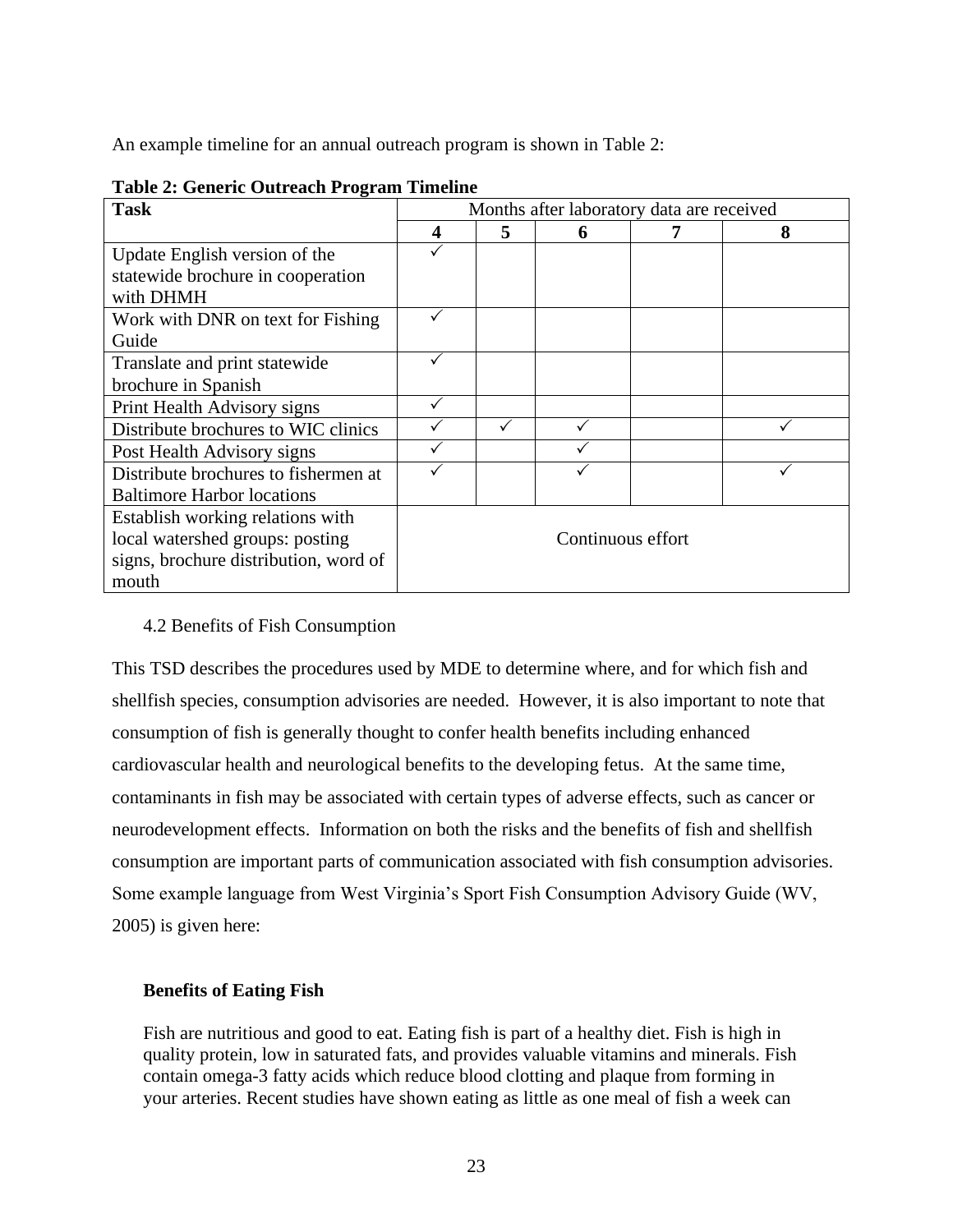An example timeline for an annual outreach program is shown in Table 2:

**Table 2: Generic Outreach Program Timeline**

| Task | Months after laboratory data are received | | | | |
|---|---|---|---|---|---|
| | **4** | **5** | **6** | **7** | **8** |
| Update English version of the statewide brochure in cooperation with DHMH | ✓ | | | | |
| Work with DNR on text for Fishing Guide | ✓ | | | | |
| Translate and print statewide brochure in Spanish | ✓ | | | | |
| Print Health Advisory signs | ✓ | | | | |
| Distribute brochures to WIC clinics | ✓ | ✓ | ✓ | | ✓ |
| Post Health Advisory signs | ✓ | | ✓ | | |
| Distribute brochures to fishermen at Baltimore Harbor locations | ✓ | | ✓ | | ✓ |
| Establish working relations with local watershed groups: posting signs, brochure distribution, word of mouth | Continuous effort | | | | |

4.2 Benefits of Fish Consumption

This TSD describes the procedures used by MDE to determine where, and for which fish and shellfish species, consumption advisories are needed. However, it is also important to note that consumption of fish is generally thought to confer health benefits including enhanced cardiovascular health and neurological benefits to the developing fetus. At the same time, contaminants in fish may be associated with certain types of adverse effects, such as cancer or neurodevelopment effects. Information on both the risks and the benefits of fish and shellfish consumption are important parts of communication associated with fish consumption advisories. Some example language from West Virginia's Sport Fish Consumption Advisory Guide (WV, 2005) is given here:

> **Benefits of Eating Fish**
>
> Fish are nutritious and good to eat. Eating fish is part of a healthy diet. Fish is high in quality protein, low in saturated fats, and provides valuable vitamins and minerals. Fish contain omega-3 fatty acids which reduce blood clotting and plaque from forming in your arteries. Recent studies have shown eating as little as one meal of fish a week can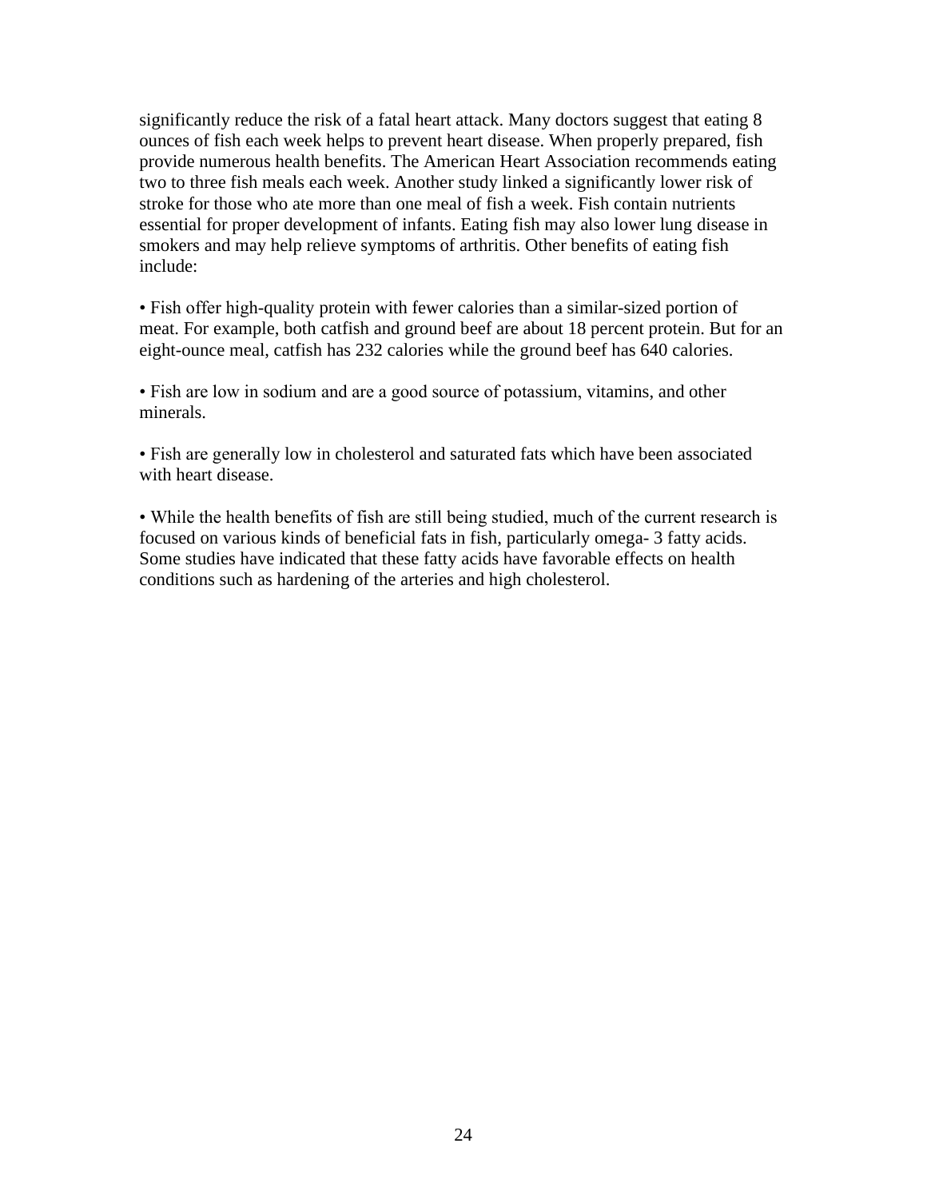significantly reduce the risk of a fatal heart attack. Many doctors suggest that eating 8 ounces of fish each week helps to prevent heart disease. When properly prepared, fish provide numerous health benefits. The American Heart Association recommends eating two to three fish meals each week. Another study linked a significantly lower risk of stroke for those who ate more than one meal of fish a week. Fish contain nutrients essential for proper development of infants. Eating fish may also lower lung disease in smokers and may help relieve symptoms of arthritis. Other benefits of eating fish include:

• Fish offer high-quality protein with fewer calories than a similar-sized portion of meat. For example, both catfish and ground beef are about 18 percent protein. But for an eight-ounce meal, catfish has 232 calories while the ground beef has 640 calories.

• Fish are low in sodium and are a good source of potassium, vitamins, and other minerals.

• Fish are generally low in cholesterol and saturated fats which have been associated with heart disease.

• While the health benefits of fish are still being studied, much of the current research is focused on various kinds of beneficial fats in fish, particularly omega- 3 fatty acids. Some studies have indicated that these fatty acids have favorable effects on health conditions such as hardening of the arteries and high cholesterol.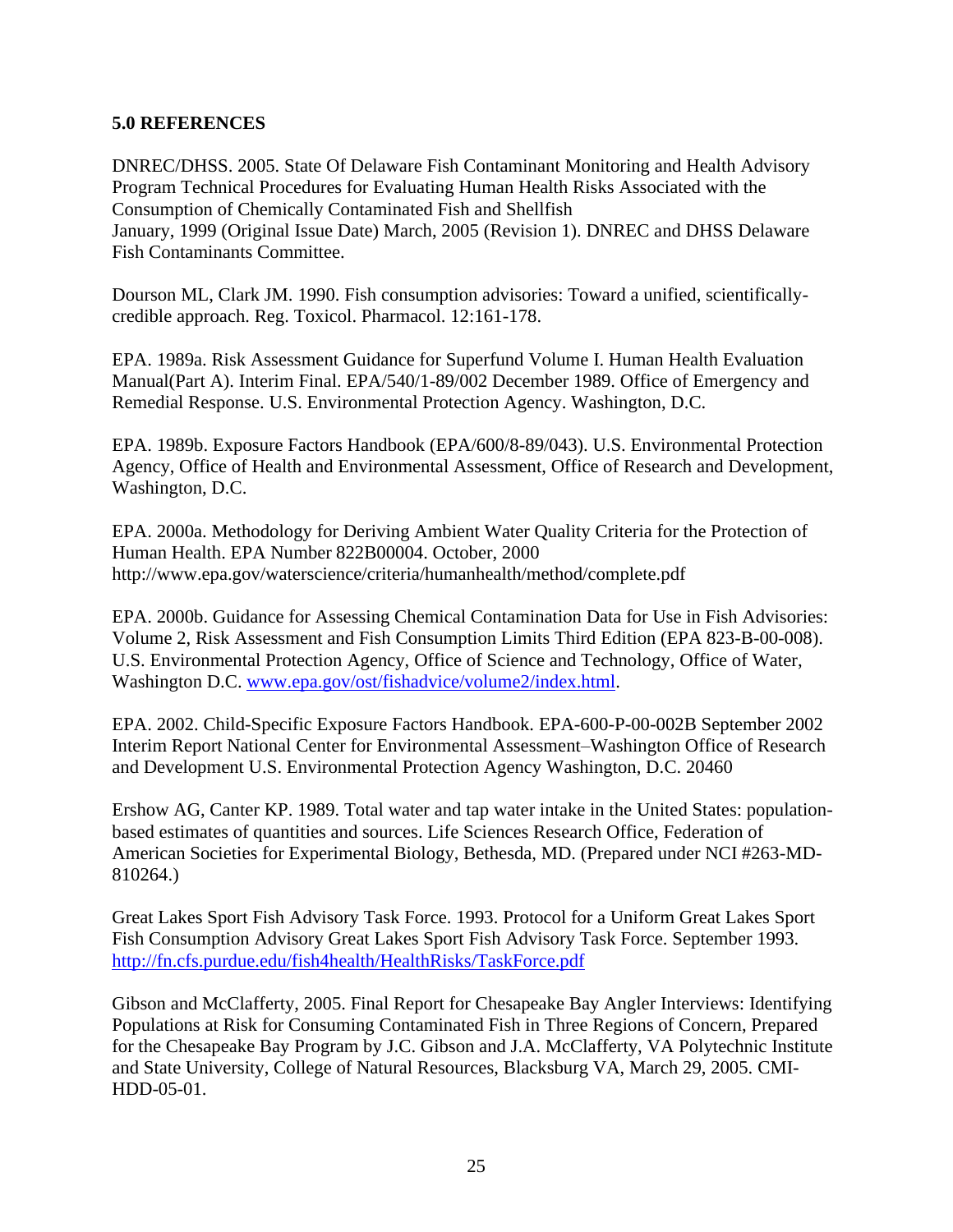## 5.0 REFERENCES

DNREC/DHSS. 2005. State Of Delaware Fish Contaminant Monitoring and Health Advisory Program Technical Procedures for Evaluating Human Health Risks Associated with the Consumption of Chemically Contaminated Fish and Shellfish
January, 1999 (Original Issue Date) March, 2005 (Revision 1). DNREC and DHSS Delaware Fish Contaminants Committee.

Dourson ML, Clark JM. 1990. Fish consumption advisories: Toward a unified, scientifically-credible approach. Reg. Toxicol. Pharmacol. 12:161-178.

EPA. 1989a. Risk Assessment Guidance for Superfund Volume I. Human Health Evaluation Manual(Part A). Interim Final. EPA/540/1-89/002 December 1989. Office of Emergency and Remedial Response. U.S. Environmental Protection Agency. Washington, D.C.

EPA. 1989b. Exposure Factors Handbook (EPA/600/8-89/043). U.S. Environmental Protection Agency, Office of Health and Environmental Assessment, Office of Research and Development, Washington, D.C.

EPA. 2000a. Methodology for Deriving Ambient Water Quality Criteria for the Protection of Human Health. EPA Number 822B00004. October, 2000
http://www.epa.gov/waterscience/criteria/humanhealth/method/complete.pdf

EPA. 2000b. Guidance for Assessing Chemical Contamination Data for Use in Fish Advisories: Volume 2, Risk Assessment and Fish Consumption Limits Third Edition (EPA 823-B-00-008). U.S. Environmental Protection Agency, Office of Science and Technology, Office of Water, Washington D.C. www.epa.gov/ost/fishadvice/volume2/index.html.

EPA. 2002. Child-Specific Exposure Factors Handbook. EPA-600-P-00-002B September 2002 Interim Report National Center for Environmental Assessment–Washington Office of Research and Development U.S. Environmental Protection Agency Washington, D.C. 20460

Ershow AG, Canter KP. 1989. Total water and tap water intake in the United States: population-based estimates of quantities and sources. Life Sciences Research Office, Federation of American Societies for Experimental Biology, Bethesda, MD. (Prepared under NCI #263-MD-810264.)

Great Lakes Sport Fish Advisory Task Force. 1993. Protocol for a Uniform Great Lakes Sport Fish Consumption Advisory Great Lakes Sport Fish Advisory Task Force. September 1993. http://fn.cfs.purdue.edu/fish4health/HealthRisks/TaskForce.pdf

Gibson and McClafferty, 2005. Final Report for Chesapeake Bay Angler Interviews: Identifying Populations at Risk for Consuming Contaminated Fish in Three Regions of Concern, Prepared for the Chesapeake Bay Program by J.C. Gibson and J.A. McClafferty, VA Polytechnic Institute and State University, College of Natural Resources, Blacksburg VA, March 29, 2005. CMI-HDD-05-01.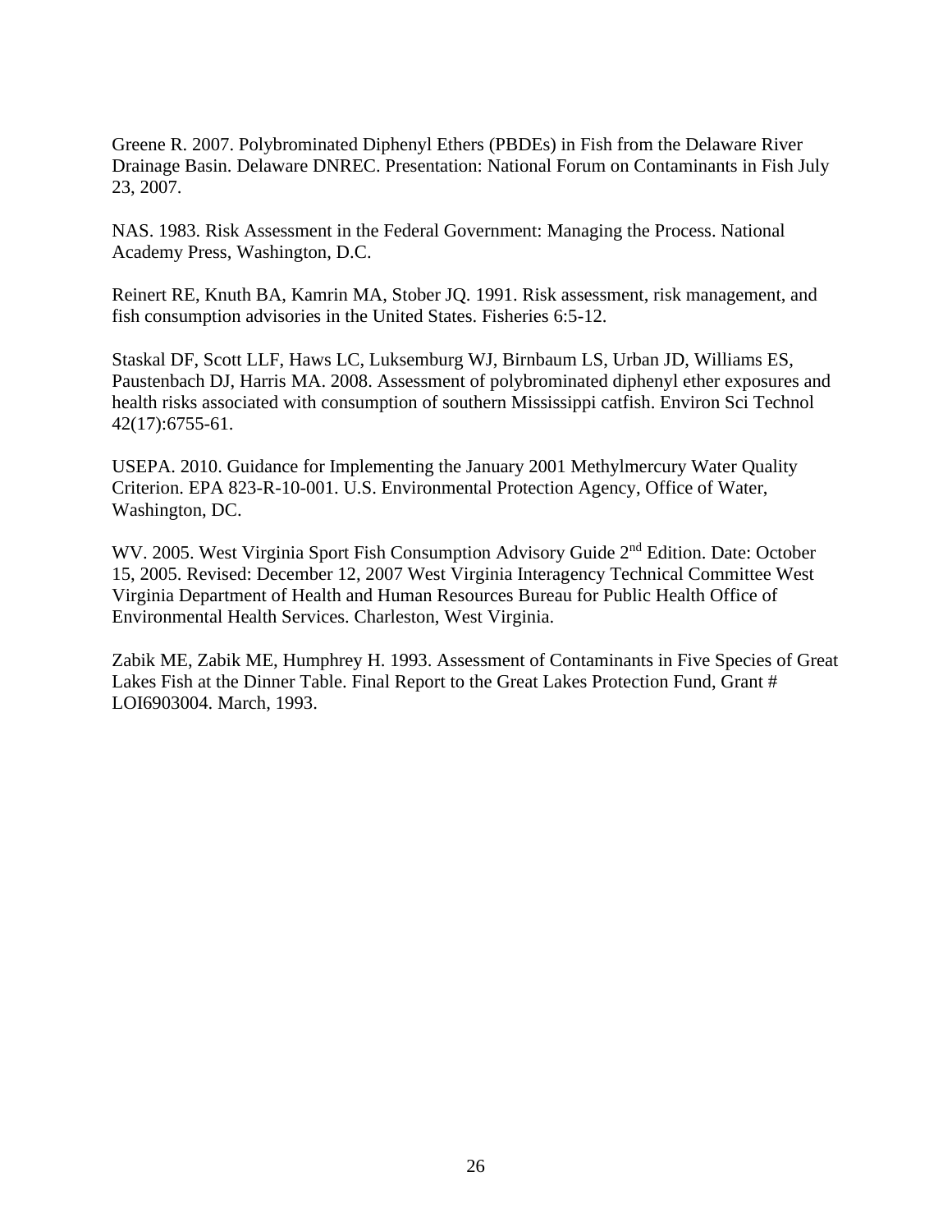Greene R. 2007. Polybrominated Diphenyl Ethers (PBDEs) in Fish from the Delaware River Drainage Basin. Delaware DNREC. Presentation: National Forum on Contaminants in Fish July 23, 2007.

NAS. 1983. Risk Assessment in the Federal Government: Managing the Process. National Academy Press, Washington, D.C.

Reinert RE, Knuth BA, Kamrin MA, Stober JQ. 1991. Risk assessment, risk management, and fish consumption advisories in the United States. Fisheries 6:5-12.

Staskal DF, Scott LLF, Haws LC, Luksemburg WJ, Birnbaum LS, Urban JD, Williams ES, Paustenbach DJ, Harris MA. 2008. Assessment of polybrominated diphenyl ether exposures and health risks associated with consumption of southern Mississippi catfish. Environ Sci Technol 42(17):6755-61.

USEPA. 2010. Guidance for Implementing the January 2001 Methylmercury Water Quality Criterion. EPA 823-R-10-001. U.S. Environmental Protection Agency, Office of Water, Washington, DC.

WV. 2005. West Virginia Sport Fish Consumption Advisory Guide 2nd Edition. Date: October 15, 2005. Revised: December 12, 2007 West Virginia Interagency Technical Committee West Virginia Department of Health and Human Resources Bureau for Public Health Office of Environmental Health Services. Charleston, West Virginia.

Zabik ME, Zabik ME, Humphrey H. 1993. Assessment of Contaminants in Five Species of Great Lakes Fish at the Dinner Table. Final Report to the Great Lakes Protection Fund, Grant # LOI6903004. March, 1993.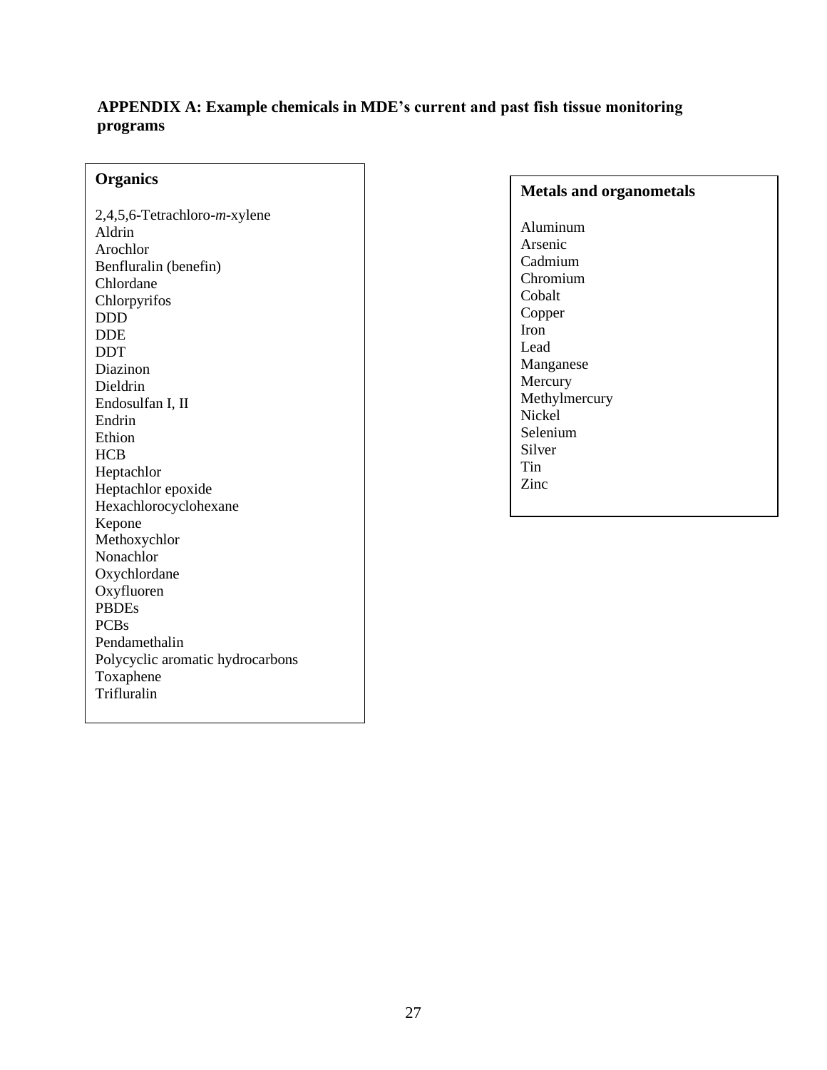**APPENDIX A: Example chemicals in MDE's current and past fish tissue monitoring programs**

**Organics**

2,4,5,6-Tetrachloro-*m*-xylene
Aldrin
Arochlor
Benfluralin (benefin)
Chlordane
Chlorpyrifos
DDD
DDE
DDT
Diazinon
Dieldrin
Endosulfan I, II
Endrin
Ethion
HCB
Heptachlor
Heptachlor epoxide
Hexachlorocyclohexane
Kepone
Methoxychlor
Nonachlor
Oxychlordane
Oxyfluoren
PBDEs
PCBs
Pendamethalin
Polycyclic aromatic hydrocarbons
Toxaphene
Trifluralin

**Metals and organometals**

Aluminum
Arsenic
Cadmium
Chromium
Cobalt
Copper
Iron
Lead
Manganese
Mercury
Methylmercury
Nickel
Selenium
Silver
Tin
Zinc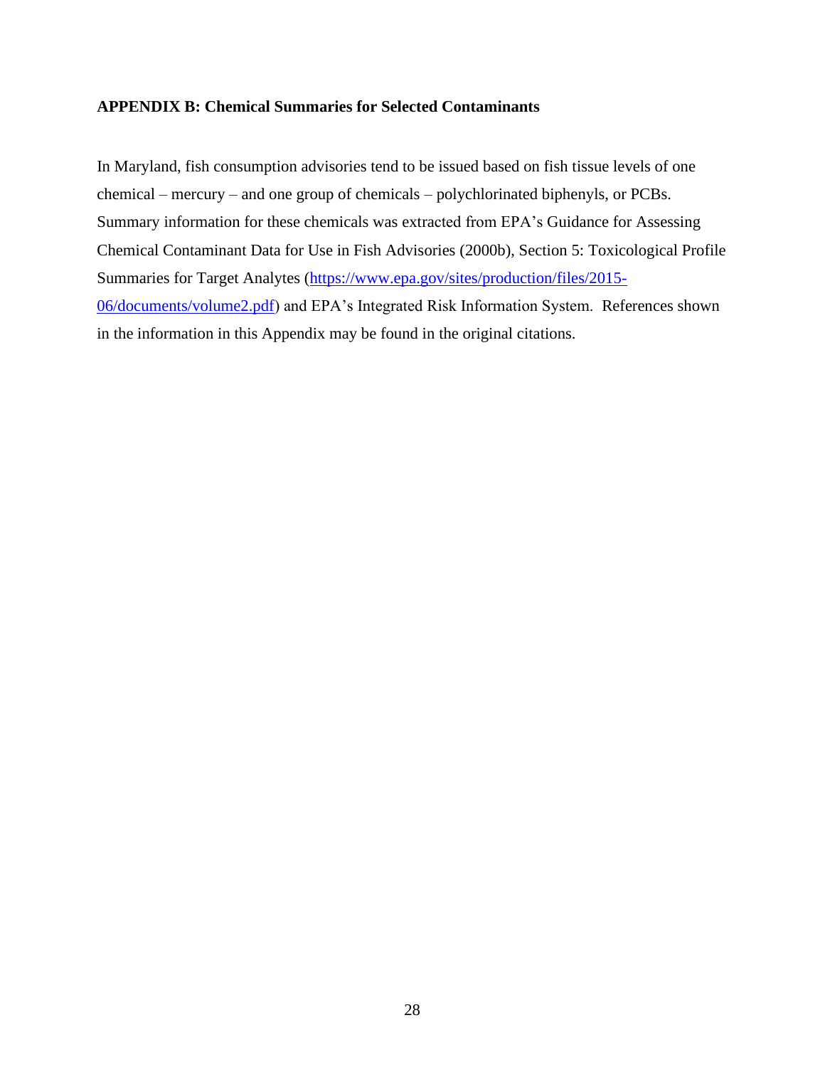**APPENDIX B: Chemical Summaries for Selected Contaminants**

In Maryland, fish consumption advisories tend to be issued based on fish tissue levels of one chemical – mercury – and one group of chemicals – polychlorinated biphenyls, or PCBs. Summary information for these chemicals was extracted from EPA's Guidance for Assessing Chemical Contaminant Data for Use in Fish Advisories (2000b), Section 5: Toxicological Profile Summaries for Target Analytes (https://www.epa.gov/sites/production/files/2015-06/documents/volume2.pdf) and EPA's Integrated Risk Information System. References shown in the information in this Appendix may be found in the original citations.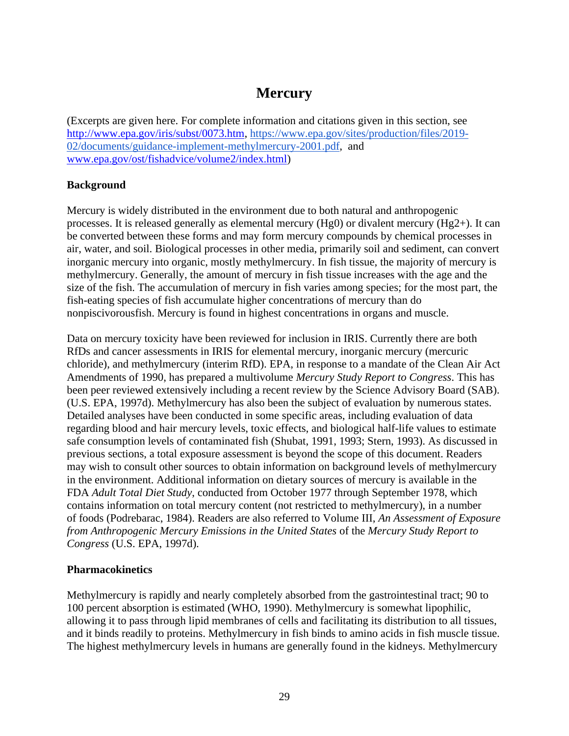# Mercury

(Excerpts are given here. For complete information and citations given in this section, see http://www.epa.gov/iris/subst/0073.htm, https://www.epa.gov/sites/production/files/2019-02/documents/guidance-implement-methylmercury-2001.pdf, and www.epa.gov/ost/fishadvice/volume2/index.html)

## Background

Mercury is widely distributed in the environment due to both natural and anthropogenic processes. It is released generally as elemental mercury (Hg0) or divalent mercury ($Hg^{2+}$). It can be converted between these forms and may form mercury compounds by chemical processes in air, water, and soil. Biological processes in other media, primarily soil and sediment, can convert inorganic mercury into organic, mostly methylmercury. In fish tissue, the majority of mercury is methylmercury. Generally, the amount of mercury in fish tissue increases with the age and the size of the fish. The accumulation of mercury in fish varies among species; for the most part, the fish-eating species of fish accumulate higher concentrations of mercury than do nonpiscivorousfish. Mercury is found in highest concentrations in organs and muscle.

Data on mercury toxicity have been reviewed for inclusion in IRIS. Currently there are both RfDs and cancer assessments in IRIS for elemental mercury, inorganic mercury (mercuric chloride), and methylmercury (interim RfD). EPA, in response to a mandate of the Clean Air Act Amendments of 1990, has prepared a multivolume *Mercury Study Report to Congress*. This has been peer reviewed extensively including a recent review by the Science Advisory Board (SAB). (U.S. EPA, 1997d). Methylmercury has also been the subject of evaluation by numerous states. Detailed analyses have been conducted in some specific areas, including evaluation of data regarding blood and hair mercury levels, toxic effects, and biological half-life values to estimate safe consumption levels of contaminated fish (Shubat, 1991, 1993; Stern, 1993). As discussed in previous sections, a total exposure assessment is beyond the scope of this document. Readers may wish to consult other sources to obtain information on background levels of methylmercury in the environment. Additional information on dietary sources of mercury is available in the FDA *Adult Total Diet Study*, conducted from October 1977 through September 1978, which contains information on total mercury content (not restricted to methylmercury), in a number of foods (Podrebarac, 1984). Readers are also referred to Volume III, *An Assessment of Exposure from Anthropogenic Mercury Emissions in the United States* of the *Mercury Study Report to Congress* (U.S. EPA, 1997d).

## Pharmacokinetics

Methylmercury is rapidly and nearly completely absorbed from the gastrointestinal tract; 90 to 100 percent absorption is estimated (WHO, 1990). Methylmercury is somewhat lipophilic, allowing it to pass through lipid membranes of cells and facilitating its distribution to all tissues, and it binds readily to proteins. Methylmercury in fish binds to amino acids in fish muscle tissue. The highest methylmercury levels in humans are generally found in the kidneys. Methylmercury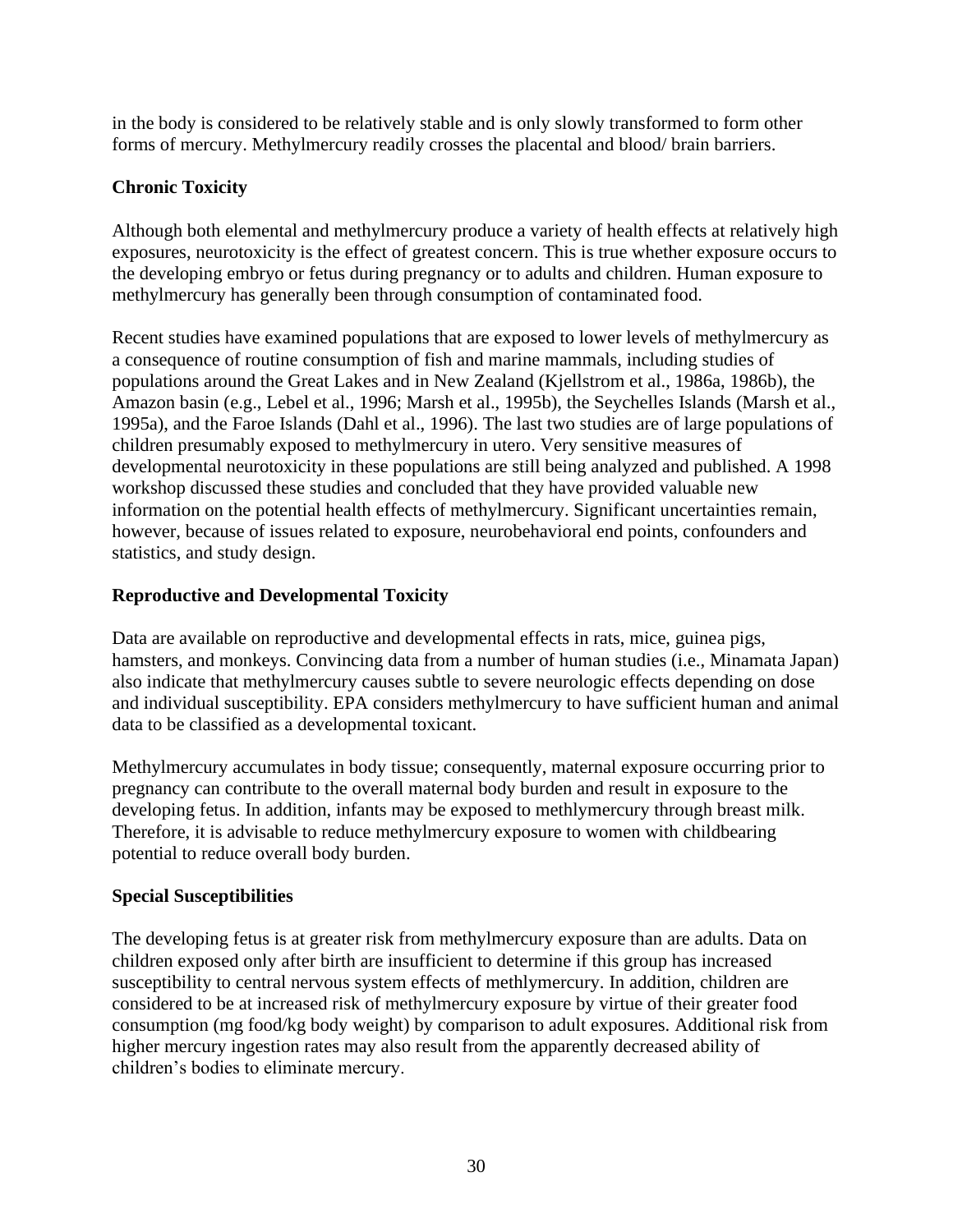in the body is considered to be relatively stable and is only slowly transformed to form other forms of mercury. Methylmercury readily crosses the placental and blood/ brain barriers.

### Chronic Toxicity

Although both elemental and methylmercury produce a variety of health effects at relatively high exposures, neurotoxicity is the effect of greatest concern. This is true whether exposure occurs to the developing embryo or fetus during pregnancy or to adults and children. Human exposure to methylmercury has generally been through consumption of contaminated food.

Recent studies have examined populations that are exposed to lower levels of methylmercury as a consequence of routine consumption of fish and marine mammals, including studies of populations around the Great Lakes and in New Zealand (Kjellstrom et al., 1986a, 1986b), the Amazon basin (e.g., Lebel et al., 1996; Marsh et al., 1995b), the Seychelles Islands (Marsh et al., 1995a), and the Faroe Islands (Dahl et al., 1996). The last two studies are of large populations of children presumably exposed to methylmercury in utero. Very sensitive measures of developmental neurotoxicity in these populations are still being analyzed and published. A 1998 workshop discussed these studies and concluded that they have provided valuable new information on the potential health effects of methylmercury. Significant uncertainties remain, however, because of issues related to exposure, neurobehavioral end points, confounders and statistics, and study design.

### Reproductive and Developmental Toxicity

Data are available on reproductive and developmental effects in rats, mice, guinea pigs, hamsters, and monkeys. Convincing data from a number of human studies (i.e., Minamata Japan) also indicate that methylmercury causes subtle to severe neurologic effects depending on dose and individual susceptibility. EPA considers methylmercury to have sufficient human and animal data to be classified as a developmental toxicant.

Methylmercury accumulates in body tissue; consequently, maternal exposure occurring prior to pregnancy can contribute to the overall maternal body burden and result in exposure to the developing fetus. In addition, infants may be exposed to methlymercury through breast milk. Therefore, it is advisable to reduce methylmercury exposure to women with childbearing potential to reduce overall body burden.

### Special Susceptibilities

The developing fetus is at greater risk from methylmercury exposure than are adults. Data on children exposed only after birth are insufficient to determine if this group has increased susceptibility to central nervous system effects of methlymercury. In addition, children are considered to be at increased risk of methylmercury exposure by virtue of their greater food consumption (mg food/kg body weight) by comparison to adult exposures. Additional risk from higher mercury ingestion rates may also result from the apparently decreased ability of children's bodies to eliminate mercury.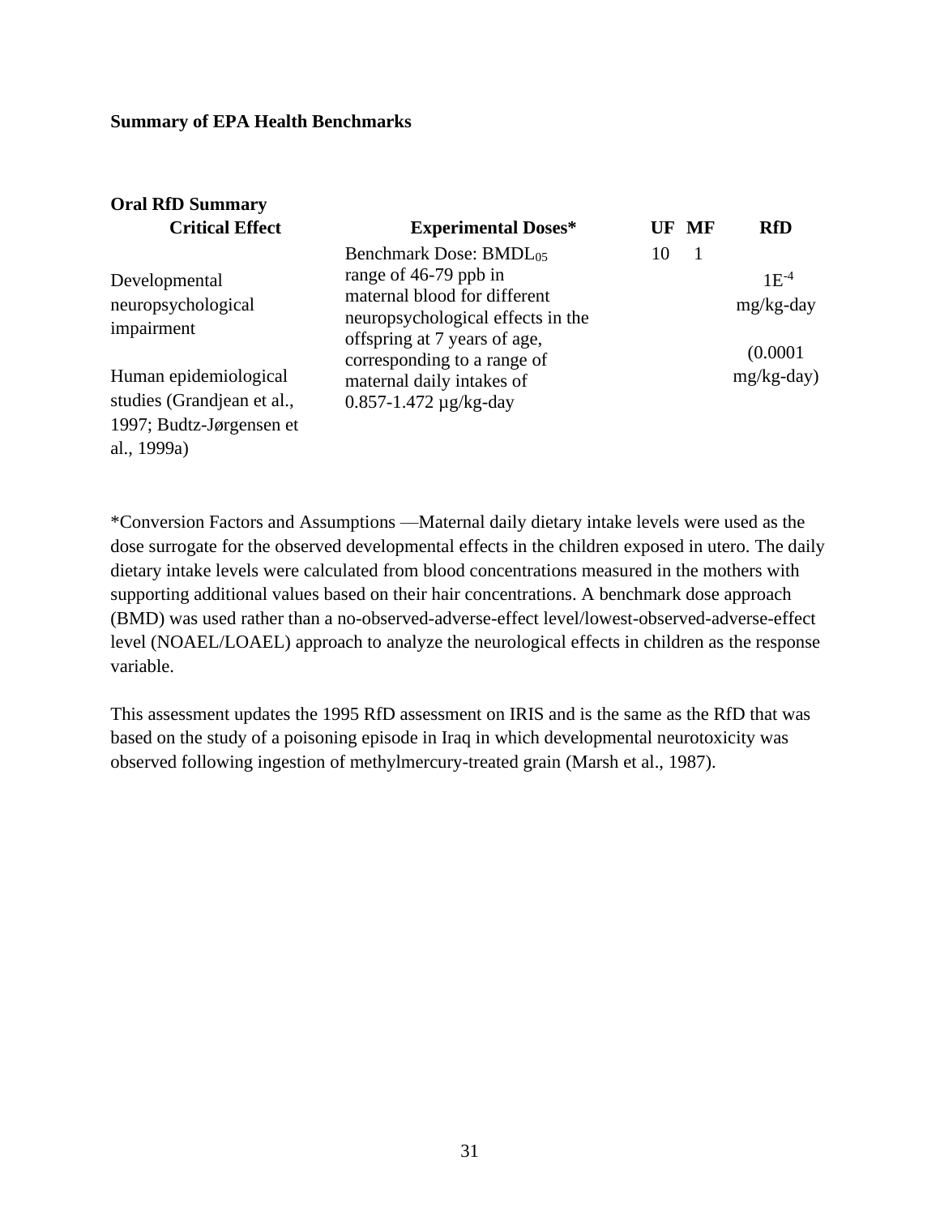**Summary of EPA Health Benchmarks**

**Oral RfD Summary**

| Critical Effect | Experimental Doses* | UF | MF | RfD |
|---|---|---|---|---|
| Developmental neuropsychological impairment<br><br>Human epidemiological studies (Grandjean et al., 1997; Budtz-Jørgensen et al., 1999a) | Benchmark Dose: $BMDL_{05}$ range of 46-79 ppb in maternal blood for different neuropsychological effects in the offspring at 7 years of age, corresponding to a range of maternal daily intakes of 0.857-1.472 µg/kg-day | 10 | 1 | $1E^{-4}$ mg/kg-day<br><br>(0.0001 mg/kg-day) |

*Conversion Factors and Assumptions —Maternal daily dietary intake levels were used as the dose surrogate for the observed developmental effects in the children exposed in utero. The daily dietary intake levels were calculated from blood concentrations measured in the mothers with supporting additional values based on their hair concentrations. A benchmark dose approach (BMD) was used rather than a no-observed-adverse-effect level/lowest-observed-adverse-effect level (NOAEL/LOAEL) approach to analyze the neurological effects in children as the response variable.

This assessment updates the 1995 RfD assessment on IRIS and is the same as the RfD that was based on the study of a poisoning episode in Iraq in which developmental neurotoxicity was observed following ingestion of methylmercury-treated grain (Marsh et al., 1987).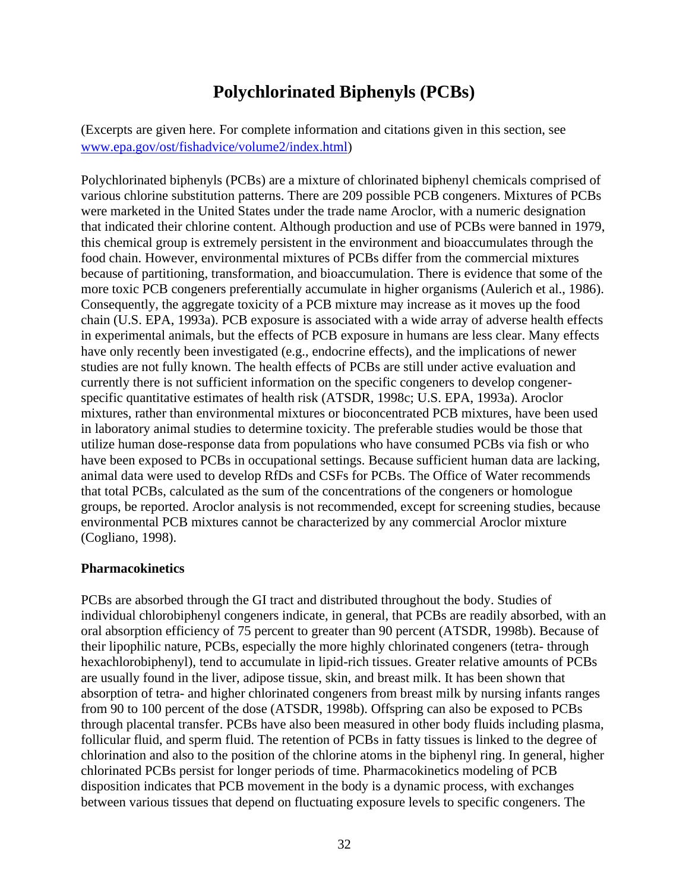# Polychlorinated Biphenyls (PCBs)

(Excerpts are given here. For complete information and citations given in this section, see [www.epa.gov/ost/fishadvice/volume2/index.html](www.epa.gov/ost/fishadvice/volume2/index.html))

Polychlorinated biphenyls (PCBs) are a mixture of chlorinated biphenyl chemicals comprised of various chlorine substitution patterns. There are 209 possible PCB congeners. Mixtures of PCBs were marketed in the United States under the trade name Aroclor, with a numeric designation that indicated their chlorine content. Although production and use of PCBs were banned in 1979, this chemical group is extremely persistent in the environment and bioaccumulates through the food chain. However, environmental mixtures of PCBs differ from the commercial mixtures because of partitioning, transformation, and bioaccumulation. There is evidence that some of the more toxic PCB congeners preferentially accumulate in higher organisms (Aulerich et al., 1986). Consequently, the aggregate toxicity of a PCB mixture may increase as it moves up the food chain (U.S. EPA, 1993a). PCB exposure is associated with a wide array of adverse health effects in experimental animals, but the effects of PCB exposure in humans are less clear. Many effects have only recently been investigated (e.g., endocrine effects), and the implications of newer studies are not fully known. The health effects of PCBs are still under active evaluation and currently there is not sufficient information on the specific congeners to develop congener-specific quantitative estimates of health risk (ATSDR, 1998c; U.S. EPA, 1993a). Aroclor mixtures, rather than environmental mixtures or bioconcentrated PCB mixtures, have been used in laboratory animal studies to determine toxicity. The preferable studies would be those that utilize human dose-response data from populations who have consumed PCBs via fish or who have been exposed to PCBs in occupational settings. Because sufficient human data are lacking, animal data were used to develop RfDs and CSFs for PCBs. The Office of Water recommends that total PCBs, calculated as the sum of the concentrations of the congeners or homologue groups, be reported. Aroclor analysis is not recommended, except for screening studies, because environmental PCB mixtures cannot be characterized by any commercial Aroclor mixture (Cogliano, 1998).

**Pharmacokinetics**

PCBs are absorbed through the GI tract and distributed throughout the body. Studies of individual chlorobiphenyl congeners indicate, in general, that PCBs are readily absorbed, with an oral absorption efficiency of 75 percent to greater than 90 percent (ATSDR, 1998b). Because of their lipophilic nature, PCBs, especially the more highly chlorinated congeners (tetra- through hexachlorobiphenyl), tend to accumulate in lipid-rich tissues. Greater relative amounts of PCBs are usually found in the liver, adipose tissue, skin, and breast milk. It has been shown that absorption of tetra- and higher chlorinated congeners from breast milk by nursing infants ranges from 90 to 100 percent of the dose (ATSDR, 1998b). Offspring can also be exposed to PCBs through placental transfer. PCBs have also been measured in other body fluids including plasma, follicular fluid, and sperm fluid. The retention of PCBs in fatty tissues is linked to the degree of chlorination and also to the position of the chlorine atoms in the biphenyl ring. In general, higher chlorinated PCBs persist for longer periods of time. Pharmacokinetics modeling of PCB disposition indicates that PCB movement in the body is a dynamic process, with exchanges between various tissues that depend on fluctuating exposure levels to specific congeners. The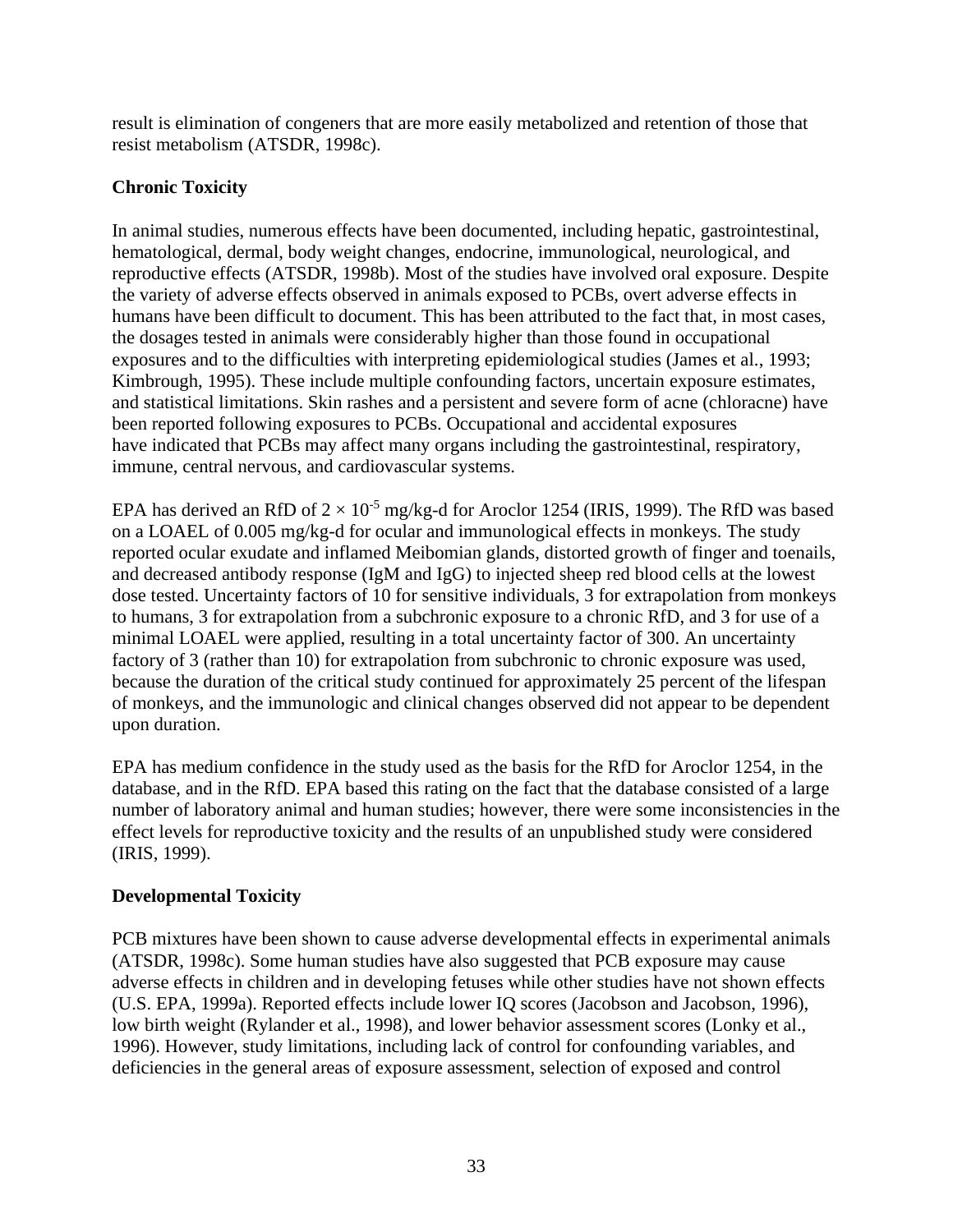result is elimination of congeners that are more easily metabolized and retention of those that resist metabolism (ATSDR, 1998c).

**Chronic Toxicity**

In animal studies, numerous effects have been documented, including hepatic, gastrointestinal, hematological, dermal, body weight changes, endocrine, immunological, neurological, and reproductive effects (ATSDR, 1998b). Most of the studies have involved oral exposure. Despite the variety of adverse effects observed in animals exposed to PCBs, overt adverse effects in humans have been difficult to document. This has been attributed to the fact that, in most cases, the dosages tested in animals were considerably higher than those found in occupational exposures and to the difficulties with interpreting epidemiological studies (James et al., 1993; Kimbrough, 1995). These include multiple confounding factors, uncertain exposure estimates, and statistical limitations. Skin rashes and a persistent and severe form of acne (chloracne) have been reported following exposures to PCBs. Occupational and accidental exposures have indicated that PCBs may affect many organs including the gastrointestinal, respiratory, immune, central nervous, and cardiovascular systems.

EPA has derived an RfD of $2 \times 10^{-5}$ mg/kg-d for Aroclor 1254 (IRIS, 1999). The RfD was based on a LOAEL of 0.005 mg/kg-d for ocular and immunological effects in monkeys. The study reported ocular exudate and inflamed Meibomian glands, distorted growth of finger and toenails, and decreased antibody response (IgM and IgG) to injected sheep red blood cells at the lowest dose tested. Uncertainty factors of 10 for sensitive individuals, 3 for extrapolation from monkeys to humans, 3 for extrapolation from a subchronic exposure to a chronic RfD, and 3 for use of a minimal LOAEL were applied, resulting in a total uncertainty factor of 300. An uncertainty factory of 3 (rather than 10) for extrapolation from subchronic to chronic exposure was used, because the duration of the critical study continued for approximately 25 percent of the lifespan of monkeys, and the immunologic and clinical changes observed did not appear to be dependent upon duration.

EPA has medium confidence in the study used as the basis for the RfD for Aroclor 1254, in the database, and in the RfD. EPA based this rating on the fact that the database consisted of a large number of laboratory animal and human studies; however, there were some inconsistencies in the effect levels for reproductive toxicity and the results of an unpublished study were considered (IRIS, 1999).

**Developmental Toxicity**

PCB mixtures have been shown to cause adverse developmental effects in experimental animals (ATSDR, 1998c). Some human studies have also suggested that PCB exposure may cause adverse effects in children and in developing fetuses while other studies have not shown effects (U.S. EPA, 1999a). Reported effects include lower IQ scores (Jacobson and Jacobson, 1996), low birth weight (Rylander et al., 1998), and lower behavior assessment scores (Lonky et al., 1996). However, study limitations, including lack of control for confounding variables, and deficiencies in the general areas of exposure assessment, selection of exposed and control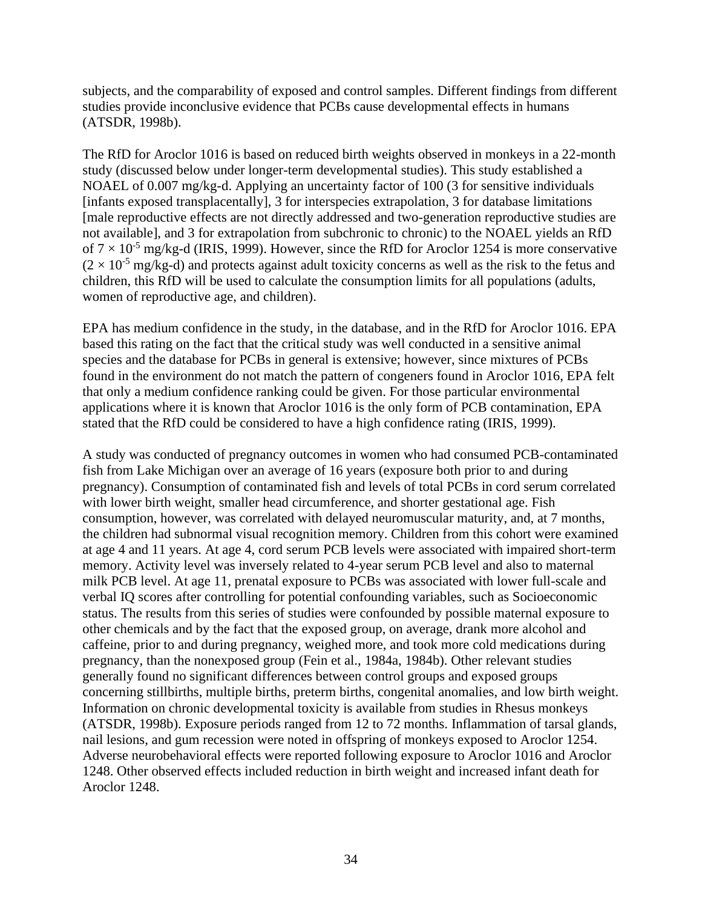subjects, and the comparability of exposed and control samples. Different findings from different studies provide inconclusive evidence that PCBs cause developmental effects in humans (ATSDR, 1998b).

The RfD for Aroclor 1016 is based on reduced birth weights observed in monkeys in a 22-month study (discussed below under longer-term developmental studies). This study established a NOAEL of 0.007 mg/kg-d. Applying an uncertainty factor of 100 (3 for sensitive individuals [infants exposed transplacentally], 3 for interspecies extrapolation, 3 for database limitations [male reproductive effects are not directly addressed and two-generation reproductive studies are not available], and 3 for extrapolation from subchronic to chronic) to the NOAEL yields an RfD of $7 \times 10^{-5}$ mg/kg-d (IRIS, 1999). However, since the RfD for Aroclor 1254 is more conservative ($2 \times 10^{-5}$ mg/kg-d) and protects against adult toxicity concerns as well as the risk to the fetus and children, this RfD will be used to calculate the consumption limits for all populations (adults, women of reproductive age, and children).

EPA has medium confidence in the study, in the database, and in the RfD for Aroclor 1016. EPA based this rating on the fact that the critical study was well conducted in a sensitive animal species and the database for PCBs in general is extensive; however, since mixtures of PCBs found in the environment do not match the pattern of congeners found in Aroclor 1016, EPA felt that only a medium confidence ranking could be given. For those particular environmental applications where it is known that Aroclor 1016 is the only form of PCB contamination, EPA stated that the RfD could be considered to have a high confidence rating (IRIS, 1999).

A study was conducted of pregnancy outcomes in women who had consumed PCB-contaminated fish from Lake Michigan over an average of 16 years (exposure both prior to and during pregnancy). Consumption of contaminated fish and levels of total PCBs in cord serum correlated with lower birth weight, smaller head circumference, and shorter gestational age. Fish consumption, however, was correlated with delayed neuromuscular maturity, and, at 7 months, the children had subnormal visual recognition memory. Children from this cohort were examined at age 4 and 11 years. At age 4, cord serum PCB levels were associated with impaired short-term memory. Activity level was inversely related to 4-year serum PCB level and also to maternal milk PCB level. At age 11, prenatal exposure to PCBs was associated with lower full-scale and verbal IQ scores after controlling for potential confounding variables, such as Socioeconomic status. The results from this series of studies were confounded by possible maternal exposure to other chemicals and by the fact that the exposed group, on average, drank more alcohol and caffeine, prior to and during pregnancy, weighed more, and took more cold medications during pregnancy, than the nonexposed group (Fein et al., 1984a, 1984b). Other relevant studies generally found no significant differences between control groups and exposed groups concerning stillbirths, multiple births, preterm births, congenital anomalies, and low birth weight. Information on chronic developmental toxicity is available from studies in Rhesus monkeys (ATSDR, 1998b). Exposure periods ranged from 12 to 72 months. Inflammation of tarsal glands, nail lesions, and gum recession were noted in offspring of monkeys exposed to Aroclor 1254. Adverse neurobehavioral effects were reported following exposure to Aroclor 1016 and Aroclor 1248. Other observed effects included reduction in birth weight and increased infant death for Aroclor 1248.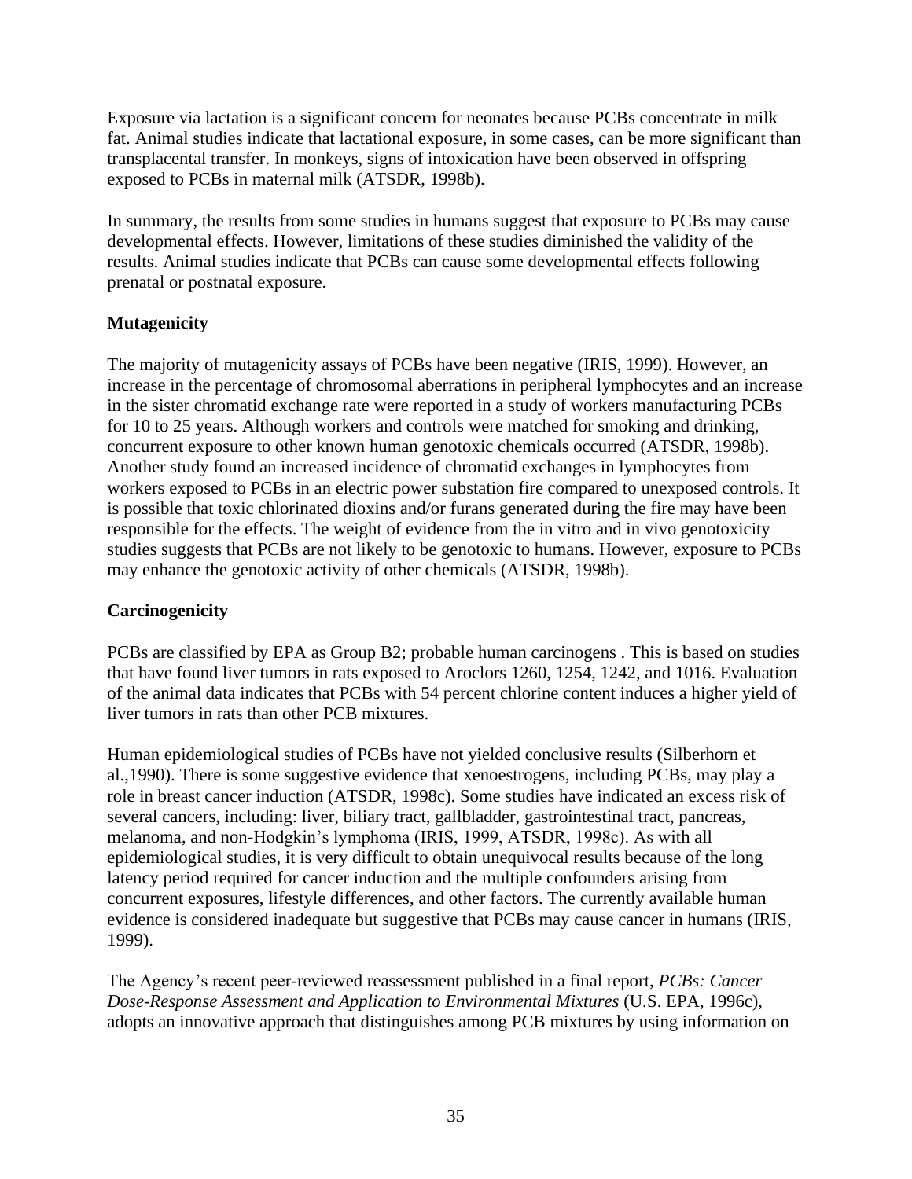Exposure via lactation is a significant concern for neonates because PCBs concentrate in milk fat. Animal studies indicate that lactational exposure, in some cases, can be more significant than transplacental transfer. In monkeys, signs of intoxication have been observed in offspring exposed to PCBs in maternal milk (ATSDR, 1998b).

In summary, the results from some studies in humans suggest that exposure to PCBs may cause developmental effects. However, limitations of these studies diminished the validity of the results. Animal studies indicate that PCBs can cause some developmental effects following prenatal or postnatal exposure.

**Mutagenicity**

The majority of mutagenicity assays of PCBs have been negative (IRIS, 1999). However, an increase in the percentage of chromosomal aberrations in peripheral lymphocytes and an increase in the sister chromatid exchange rate were reported in a study of workers manufacturing PCBs for 10 to 25 years. Although workers and controls were matched for smoking and drinking, concurrent exposure to other known human genotoxic chemicals occurred (ATSDR, 1998b). Another study found an increased incidence of chromatid exchanges in lymphocytes from workers exposed to PCBs in an electric power substation fire compared to unexposed controls. It is possible that toxic chlorinated dioxins and/or furans generated during the fire may have been responsible for the effects. The weight of evidence from the in vitro and in vivo genotoxicity studies suggests that PCBs are not likely to be genotoxic to humans. However, exposure to PCBs may enhance the genotoxic activity of other chemicals (ATSDR, 1998b).

**Carcinogenicity**

PCBs are classified by EPA as Group B2; probable human carcinogens . This is based on studies that have found liver tumors in rats exposed to Aroclors 1260, 1254, 1242, and 1016. Evaluation of the animal data indicates that PCBs with 54 percent chlorine content induces a higher yield of liver tumors in rats than other PCB mixtures.

Human epidemiological studies of PCBs have not yielded conclusive results (Silberhorn et al.,1990). There is some suggestive evidence that xenoestrogens, including PCBs, may play a role in breast cancer induction (ATSDR, 1998c). Some studies have indicated an excess risk of several cancers, including: liver, biliary tract, gallbladder, gastrointestinal tract, pancreas, melanoma, and non-Hodgkin's lymphoma (IRIS, 1999, ATSDR, 1998c). As with all epidemiological studies, it is very difficult to obtain unequivocal results because of the long latency period required for cancer induction and the multiple confounders arising from concurrent exposures, lifestyle differences, and other factors. The currently available human evidence is considered inadequate but suggestive that PCBs may cause cancer in humans (IRIS, 1999).

The Agency's recent peer-reviewed reassessment published in a final report, *PCBs: Cancer Dose-Response Assessment and Application to Environmental Mixtures* (U.S. EPA, 1996c), adopts an innovative approach that distinguishes among PCB mixtures by using information on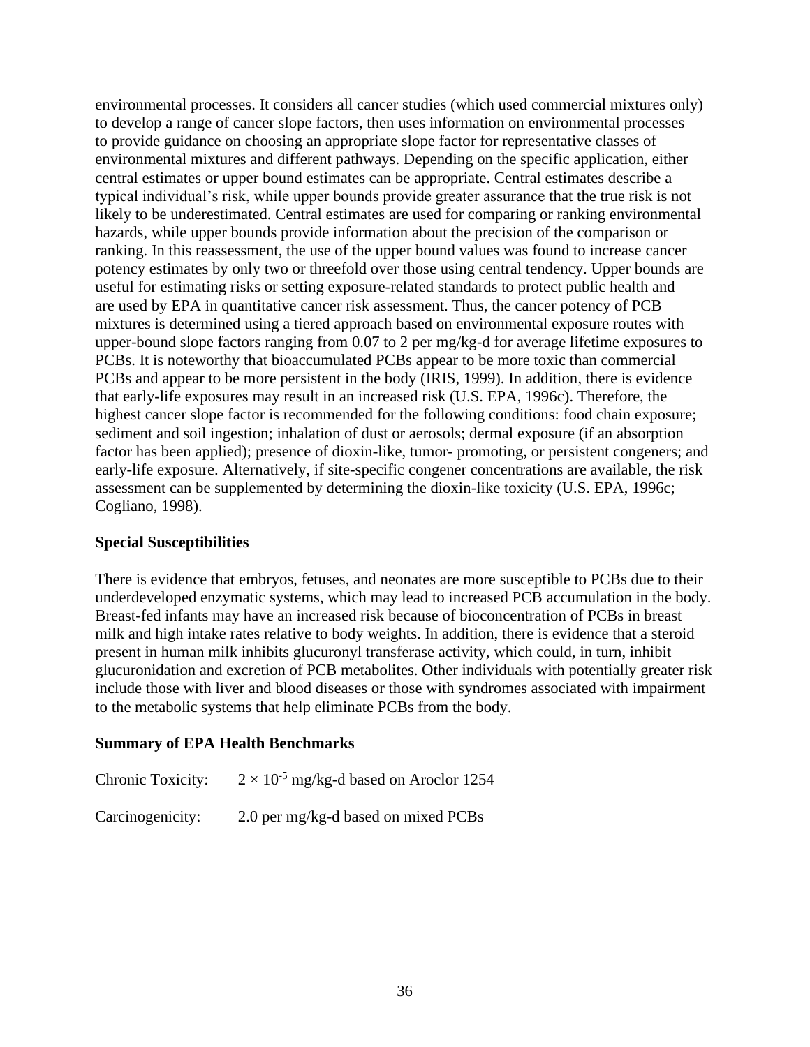environmental processes. It considers all cancer studies (which used commercial mixtures only) to develop a range of cancer slope factors, then uses information on environmental processes to provide guidance on choosing an appropriate slope factor for representative classes of environmental mixtures and different pathways. Depending on the specific application, either central estimates or upper bound estimates can be appropriate. Central estimates describe a typical individual's risk, while upper bounds provide greater assurance that the true risk is not likely to be underestimated. Central estimates are used for comparing or ranking environmental hazards, while upper bounds provide information about the precision of the comparison or ranking. In this reassessment, the use of the upper bound values was found to increase cancer potency estimates by only two or threefold over those using central tendency. Upper bounds are useful for estimating risks or setting exposure-related standards to protect public health and are used by EPA in quantitative cancer risk assessment. Thus, the cancer potency of PCB mixtures is determined using a tiered approach based on environmental exposure routes with upper-bound slope factors ranging from 0.07 to 2 per mg/kg-d for average lifetime exposures to PCBs. It is noteworthy that bioaccumulated PCBs appear to be more toxic than commercial PCBs and appear to be more persistent in the body (IRIS, 1999). In addition, there is evidence that early-life exposures may result in an increased risk (U.S. EPA, 1996c). Therefore, the highest cancer slope factor is recommended for the following conditions: food chain exposure; sediment and soil ingestion; inhalation of dust or aerosols; dermal exposure (if an absorption factor has been applied); presence of dioxin-like, tumor- promoting, or persistent congeners; and early-life exposure. Alternatively, if site-specific congener concentrations are available, the risk assessment can be supplemented by determining the dioxin-like toxicity (U.S. EPA, 1996c; Cogliano, 1998).

**Special Susceptibilities**

There is evidence that embryos, fetuses, and neonates are more susceptible to PCBs due to their underdeveloped enzymatic systems, which may lead to increased PCB accumulation in the body. Breast-fed infants may have an increased risk because of bioconcentration of PCBs in breast milk and high intake rates relative to body weights. In addition, there is evidence that a steroid present in human milk inhibits glucuronyl transferase activity, which could, in turn, inhibit glucuronidation and excretion of PCB metabolites. Other individuals with potentially greater risk include those with liver and blood diseases or those with syndromes associated with impairment to the metabolic systems that help eliminate PCBs from the body.

**Summary of EPA Health Benchmarks**

Chronic Toxicity: $2 \times 10^{-5}$ mg/kg-d based on Aroclor 1254

Carcinogenicity: 2.0 per mg/kg-d based on mixed PCBs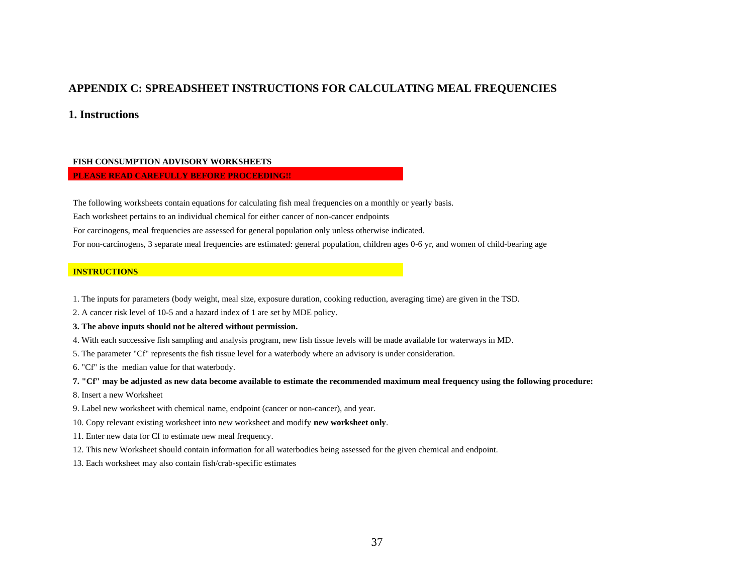# APPENDIX C: SPREADSHEET INSTRUCTIONS FOR CALCULATING MEAL FREQUENCIES

## 1. Instructions

**FISH CONSUMPTION ADVISORY WORKSHEETS**

**PLEASE READ CAREFULLY BEFORE PROCEEDING!!**

The following worksheets contain equations for calculating fish meal frequencies on a monthly or yearly basis.

Each worksheet pertains to an individual chemical for either cancer of non-cancer endpoints

For carcinogens, meal frequencies are assessed for general population only unless otherwise indicated.

For non-carcinogens, 3 separate meal frequencies are estimated: general population, children ages 0-6 yr, and women of child-bearing age

**INSTRUCTIONS**

1. The inputs for parameters (body weight, meal size, exposure duration, cooking reduction, averaging time) are given in the TSD.
2. A cancer risk level of 10-5 and a hazard index of 1 are set by MDE policy.
3. **The above inputs should not be altered without permission.**
4. With each successive fish sampling and analysis program, new fish tissue levels will be made available for waterways in MD.
5. The parameter "Cf" represents the fish tissue level for a waterbody where an advisory is under consideration.
6. "Cf" is the median value for that waterbody.
7. **"Cf" may be adjusted as new data become available to estimate the recommended maximum meal frequency using the following procedure:**
8. Insert a new Worksheet
9. Label new worksheet with chemical name, endpoint (cancer or non-cancer), and year.
10. Copy relevant existing worksheet into new worksheet and modify **new worksheet only**.
11. Enter new data for Cf to estimate new meal frequency.
12. This new Worksheet should contain information for all waterbodies being assessed for the given chemical and endpoint.
13. Each worksheet may also contain fish/crab-specific estimates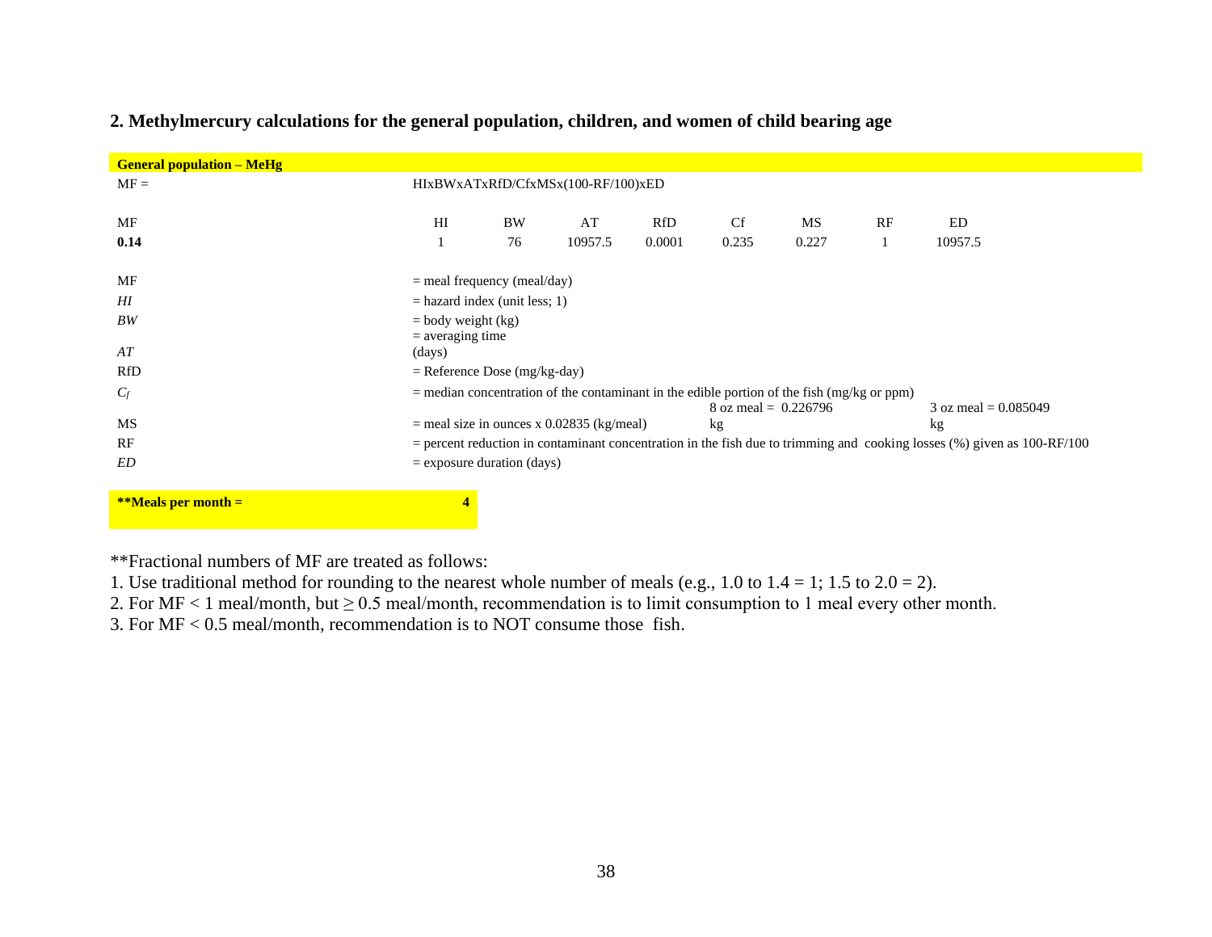## 2. Methylmercury calculations for the general population, children, and women of child bearing age

**General population – MeHg**

MF = HIxBWxATxRfD/CfxMSx(100-RF/100)xED

| MF | HI | BW | AT | RfD | Cf | MS | RF | ED |
|---|---|---|---|---|---|---|---|---|
| **0.14** | 1 | 76 | 10957.5 | 0.0001 | 0.235 | 0.227 | 1 | 10957.5 |

| | |
|---|---|
| MF | = meal frequency (meal/day) |
| *HI* | = hazard index (unit less; 1) |
| *BW* | = body weight (kg) |
| *AT* | = averaging time (days) |
| RfD | = Reference Dose (mg/kg-day) |
| $C_f$ | = median concentration of the contaminant in the edible portion of the fish (mg/kg or ppm) |
| MS | = meal size in ounces x 0.02835 (kg/meal) — 8 oz meal = 0.226796 kg; 3 oz meal = 0.085049 kg |
| RF | = percent reduction in contaminant concentration in the fish due to trimming and cooking losses (%) given as 100-RF/100 |
| *ED* | = exposure duration (days) |

**\*\*Meals per month = 4**

**Fractional numbers of MF are treated as follows:

1. Use traditional method for rounding to the nearest whole number of meals (e.g., 1.0 to 1.4 = 1; 1.5 to 2.0 = 2).
2. For MF < 1 meal/month, but ≥ 0.5 meal/month, recommendation is to limit consumption to 1 meal every other month.
3. For MF < 0.5 meal/month, recommendation is to NOT consume those fish.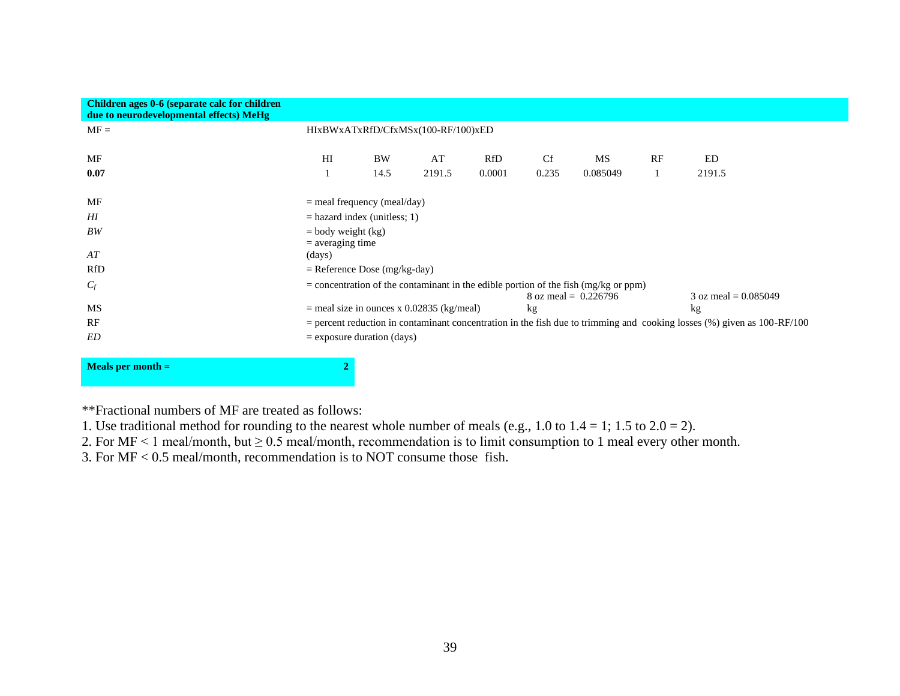**Children ages 0-6 (separate calc for children due to neurodevelopmental effects) MeHg**

MF = HIxBWxATxRfD/CfxMSx(100-RF/100)xED

| MF | HI | BW | AT | RfD | Cf | MS | RF | ED |
|---|---|---|---|---|---|---|---|---|
| **0.07** | 1 | 14.5 | 2191.5 | 0.0001 | 0.235 | 0.085049 | 1 | 2191.5 |

| | |
|---|---|
| MF | = meal frequency (meal/day) |
| *HI* | = hazard index (unitless; 1) |
| *BW* | = body weight (kg) |
| *AT* | = averaging time (days) |
| RfD | = Reference Dose (mg/kg-day) |
| $C_f$ | = concentration of the contaminant in the edible portion of the fish (mg/kg or ppm) |
| MS | = meal size in ounces x 0.02835 (kg/meal) — 8 oz meal = 0.226796 kg; 3 oz meal = 0.085049 kg |
| RF | = percent reduction in contaminant concentration in the fish due to trimming and cooking losses (%) given as 100-RF/100 |
| *ED* | = exposure duration (days) |

**Meals per month = 2**

**Fractional numbers of MF are treated as follows:

1. Use traditional method for rounding to the nearest whole number of meals (e.g., 1.0 to 1.4 = 1; 1.5 to 2.0 = 2).
2. For MF < 1 meal/month, but ≥ 0.5 meal/month, recommendation is to limit consumption to 1 meal every other month.
3. For MF < 0.5 meal/month, recommendation is to NOT consume those fish.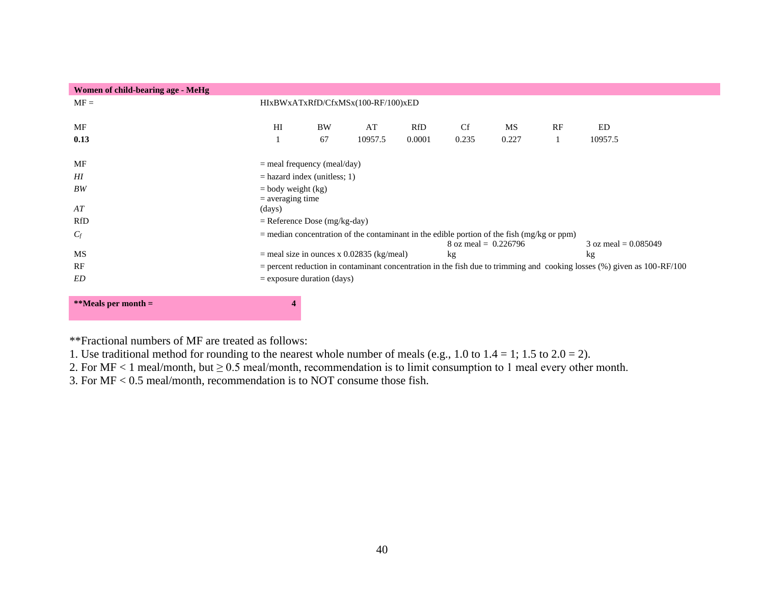**Women of child-bearing age - MeHg**

MF = HIxBWxATxRfD/CfxMSx(100-RF/100)xED

| MF | HI | BW | AT | RfD | Cf | MS | RF | ED |
|---|---|---|---|---|---|---|---|---|
| **0.13** | 1 | 67 | 10957.5 | 0.0001 | 0.235 | 0.227 | 1 | 10957.5 |

| | |
|---|---|
| MF | = meal frequency (meal/day) |
| *HI* | = hazard index (unitless; 1) |
| *BW* | = body weight (kg) |
| *AT* | = averaging time (days) |
| RfD | = Reference Dose (mg/kg-day) |
| $C_f$ | = median concentration of the contaminant in the edible portion of the fish (mg/kg or ppm) |
| MS | = meal size in ounces x 0.02835 (kg/meal) — 8 oz meal = 0.226796 kg; 3 oz meal = 0.085049 kg |
| RF | = percent reduction in contaminant concentration in the fish due to trimming and cooking losses (%) given as 100-RF/100 |
| *ED* | = exposure duration (days) |

**\*\*Meals per month = 4**

\*\*Fractional numbers of MF are treated as follows:

1. Use traditional method for rounding to the nearest whole number of meals (e.g., 1.0 to 1.4 = 1; 1.5 to 2.0 = 2).
2. For MF < 1 meal/month, but ≥ 0.5 meal/month, recommendation is to limit consumption to 1 meal every other month.
3. For MF < 0.5 meal/month, recommendation is to NOT consume those fish.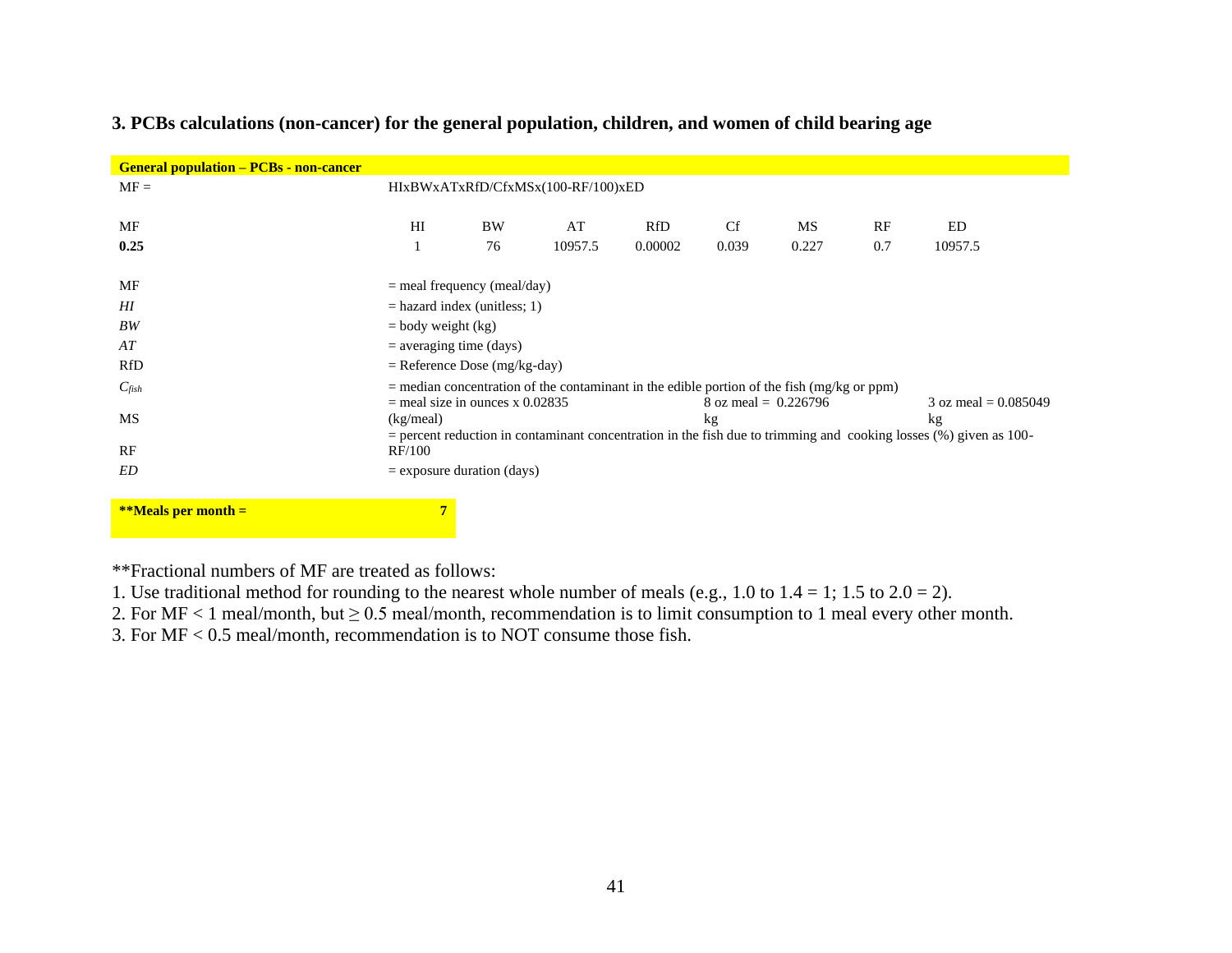### 3. PCBs calculations (non-cancer) for the general population, children, and women of child bearing age

**General population – PCBs - non-cancer**

MF = HIxBWxATxRfD/CfxMSx(100-RF/100)xED

| MF | HI | BW | AT | RfD | Cf | MS | RF | ED |
|---|---|---|---|---|---|---|---|---|
| **0.25** | 1 | 76 | 10957.5 | 0.00002 | 0.039 | 0.227 | 0.7 | 10957.5 |

| | | | |
|---|---|---|---|
| MF | = meal frequency (meal/day) | | |
| *HI* | = hazard index (unitless; 1) | | |
| *BW* | = body weight (kg) | | |
| *AT* | = averaging time (days) | | |
| RfD | = Reference Dose (mg/kg-day) | | |
| $C_{fish}$ | = median concentration of the contaminant in the edible portion of the fish (mg/kg or ppm) | | |
| MS | = meal size in ounces x 0.02835 (kg/meal) | 8 oz meal = 0.226796 kg | 3 oz meal = 0.085049 kg |
| RF | = percent reduction in contaminant concentration in the fish due to trimming and cooking losses (%) given as 100-RF/100 | | |
| *ED* | = exposure duration (days) | | |

| | |
|---|---|
| **\*\*Meals per month =** | **7** |

**Fractional numbers of MF are treated as follows:

1. Use traditional method for rounding to the nearest whole number of meals (e.g., 1.0 to 1.4 = 1; 1.5 to 2.0 = 2).
2. For MF < 1 meal/month, but ≥ 0.5 meal/month, recommendation is to limit consumption to 1 meal every other month.
3. For MF < 0.5 meal/month, recommendation is to NOT consume those fish.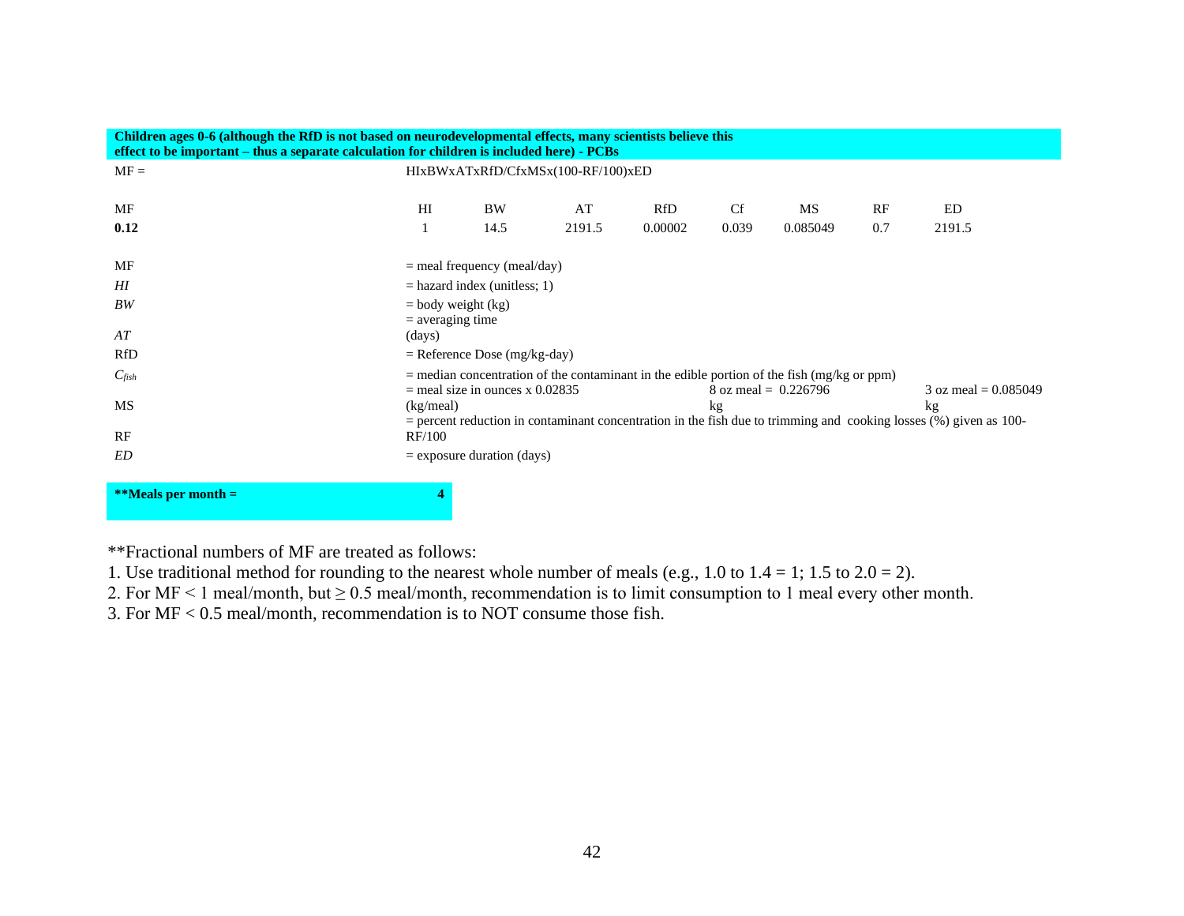**Children ages 0-6 (although the RfD is not based on neurodevelopmental effects, many scientists believe this effect to be important – thus a separate calculation for children is included here) - PCBs**

MF = HIxBWxATxRfD/CfxMSx(100-RF/100)xED

| MF | HI | BW | AT | RfD | Cf | MS | RF | ED |
|---|---|---|---|---|---|---|---|---|
| **0.12** | 1 | 14.5 | 2191.5 | 0.00002 | 0.039 | 0.085049 | 0.7 | 2191.5 |

| | |
|---|---|
| MF | = meal frequency (meal/day) |
| *HI* | = hazard index (unitless; 1) |
| *BW* | = body weight (kg) |
| *AT* | = averaging time (days) |
| RfD | = Reference Dose (mg/kg-day) |
| $C_{fish}$ | = median concentration of the contaminant in the edible portion of the fish (mg/kg or ppm) |
| MS | = meal size in ounces x 0.02835 (kg/meal) 8 oz meal = 0.226796 kg 3 oz meal = 0.085049 kg |
| RF | = percent reduction in contaminant concentration in the fish due to trimming and cooking losses (%) given as 100-RF/100 |
| *ED* | = exposure duration (days) |

**\*\*Meals per month = 4**

**Fractional numbers of MF are treated as follows:

1. Use traditional method for rounding to the nearest whole number of meals (e.g., 1.0 to 1.4 = 1; 1.5 to 2.0 = 2).
2. For MF < 1 meal/month, but ≥ 0.5 meal/month, recommendation is to limit consumption to 1 meal every other month.
3. For MF < 0.5 meal/month, recommendation is to NOT consume those fish.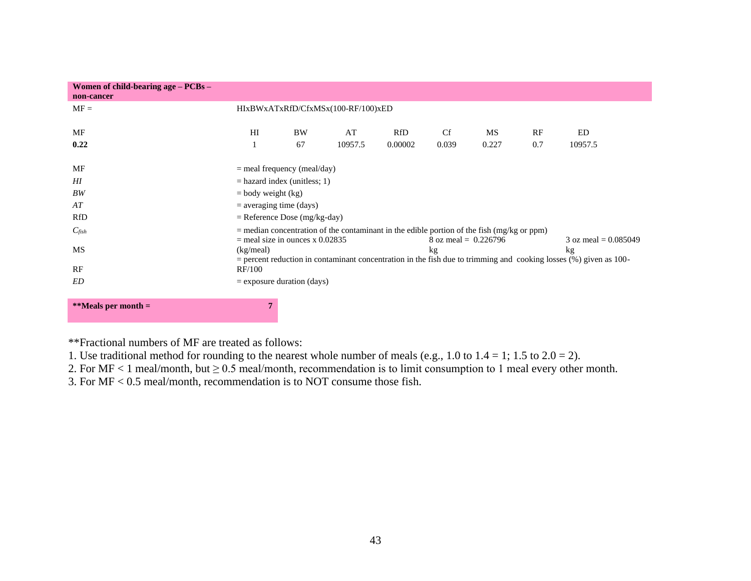**Women of child-bearing age – PCBs – non-cancer**

MF = HIxBWxATxRfD/CfxMSx(100-RF/100)xED

| MF | HI | BW | AT | RfD | Cf | MS | RF | ED |
|---|---|---|---|---|---|---|---|---|
| **0.22** | 1 | 67 | 10957.5 | 0.00002 | 0.039 | 0.227 | 0.7 | 10957.5 |

| | | | |
|---|---|---|---|
| MF | = meal frequency (meal/day) | | |
| *HI* | = hazard index (unitless; 1) | | |
| *BW* | = body weight (kg) | | |
| *AT* | = averaging time (days) | | |
| RfD | = Reference Dose (mg/kg-day) | | |
| $C_{fish}$ | = median concentration of the contaminant in the edible portion of the fish (mg/kg or ppm) | | |
| MS | = meal size in ounces x 0.02835 (kg/meal) | 8 oz meal = 0.226796 kg | 3 oz meal = 0.085049 kg |
| RF | = percent reduction in contaminant concentration in the fish due to trimming and cooking losses (%) given as 100-RF/100 | | |
| *ED* | = exposure duration (days) | | |

**\*\*Meals per month = 7**

\*\*Fractional numbers of MF are treated as follows:

1. Use traditional method for rounding to the nearest whole number of meals (e.g., 1.0 to 1.4 = 1; 1.5 to 2.0 = 2).
2. For MF < 1 meal/month, but ≥ 0.5 meal/month, recommendation is to limit consumption to 1 meal every other month.
3. For MF < 0.5 meal/month, recommendation is to NOT consume those fish.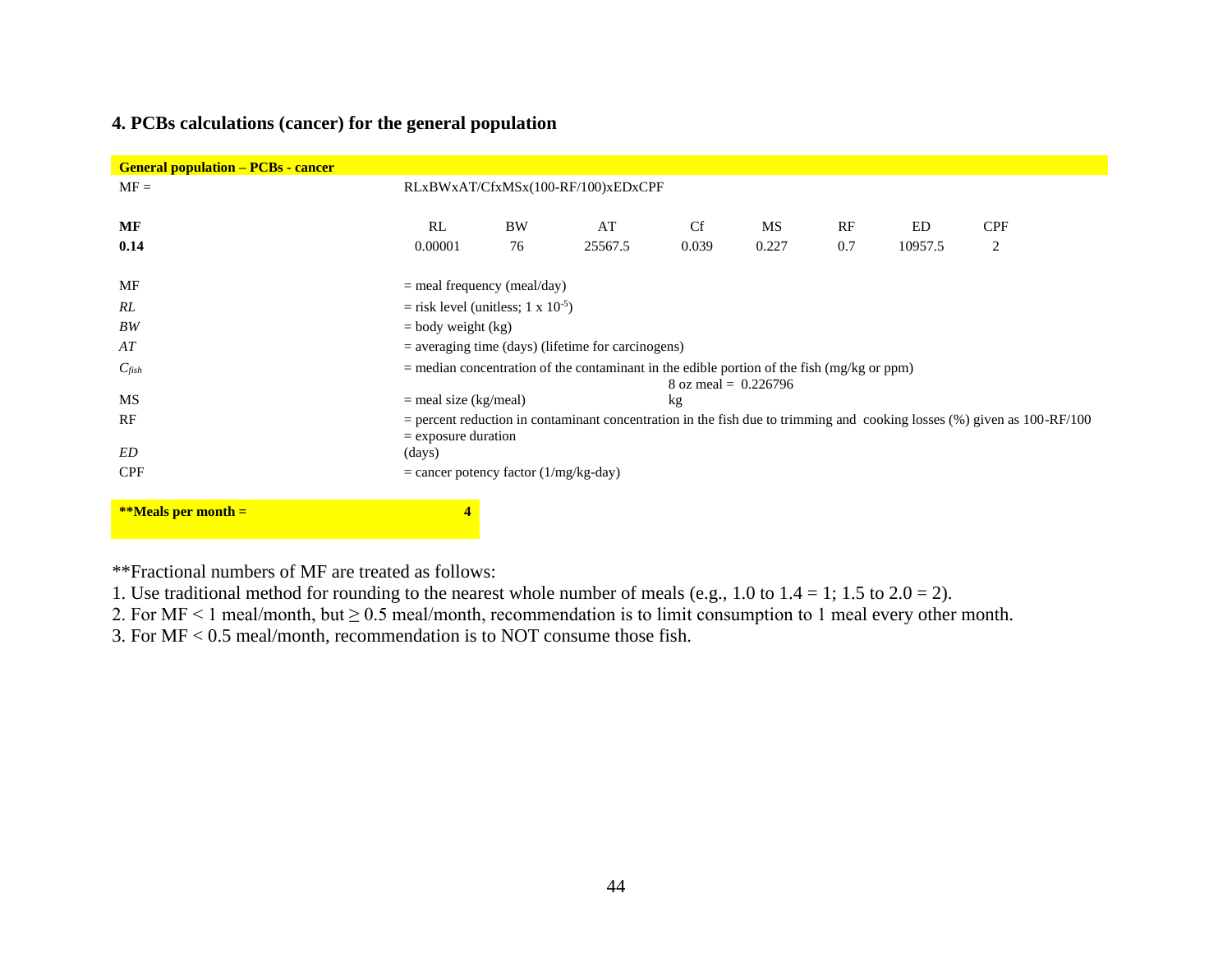### 4. PCBs calculations (cancer) for the general population

| **General population – PCBs - cancer** | | | | | | | | | |
|---|---|---|---|---|---|---|---|---|---|
| MF = | RLxBWxAT/CfxMSx(100-RF/100)xEDxCPF | | | | | | | | |
| | | | | | | | | | |
| **MF** | RL | BW | AT | Cf | MS | RF | ED | CPF | |
| **0.14** | 0.00001 | 76 | 25567.5 | 0.039 | 0.227 | 0.7 | 10957.5 | 2 | |

MF = meal frequency (meal/day)

*RL* = risk level (unitless; $1 \times 10^{-5}$)

*BW* = body weight (kg)

*AT* = averaging time (days) (lifetime for carcinogens)

$C_{fish}$ = median concentration of the contaminant in the edible portion of the fish (mg/kg or ppm)

MS = meal size (kg/meal) — 8 oz meal = 0.226796 kg

RF = percent reduction in contaminant concentration in the fish due to trimming and cooking losses (%) given as 100-RF/100

*ED* = exposure duration (days)

CPF = cancer potency factor (1/mg/kg-day)

| **\*\*Meals per month =** | **4** |
|---|---|

\*\*Fractional numbers of MF are treated as follows:

1. Use traditional method for rounding to the nearest whole number of meals (e.g., 1.0 to 1.4 = 1; 1.5 to 2.0 = 2).
2. For MF < 1 meal/month, but ≥ 0.5 meal/month, recommendation is to limit consumption to 1 meal every other month.
3. For MF < 0.5 meal/month, recommendation is to NOT consume those fish.